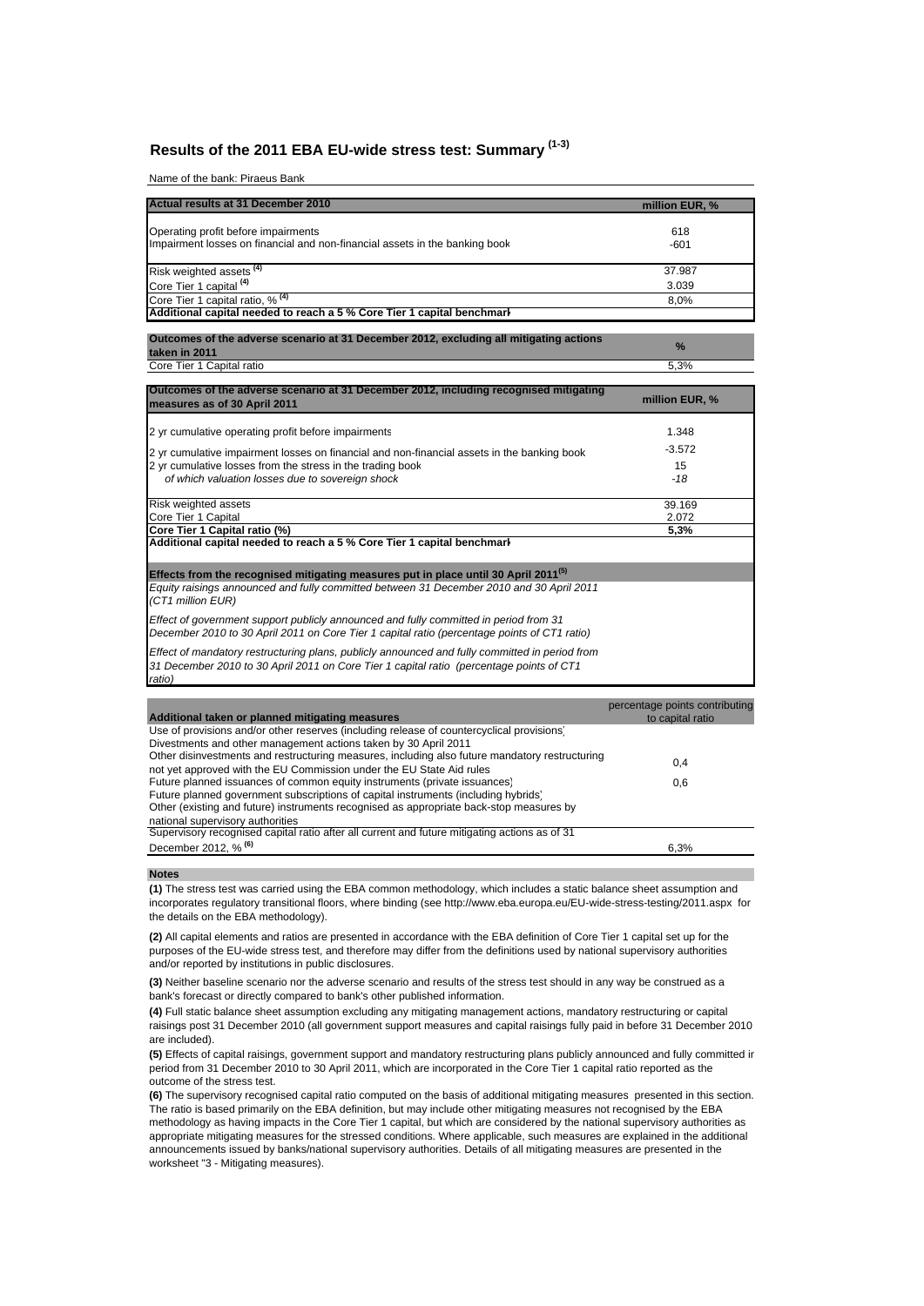# Results of the 2011 EBA EU-wide stress test: Summary [(1-3)]

Name of the bank: Piraeus Bank

| Actual results at 31 December 2010 | million EUR, % |
|---|---|
| Operating profit before impairments | 618 |
| Impairment losses on financial and non-financial assets in the banking book | -601 |
| Risk weighted assets [(4)] | 37.987 |
| Core Tier 1 capital [(4)] | 3.039 |
| Core Tier 1 capital ratio, % [(4)] | 8,0% |
| **Additional capital needed to reach a 5 % Core Tier 1 capital benchmark** | |

| Outcomes of the adverse scenario at 31 December 2012, excluding all mitigating actions taken in 2011 | % |
|---|---|
| Core Tier 1 Capital ratio | 5,3% |

| Outcomes of the adverse scenario at 31 December 2012, including recognised mitigating measures as of 30 April 2011 | million EUR, % |
|---|---|
| 2 yr cumulative operating profit before impairments | 1.348 |
| 2 yr cumulative impairment losses on financial and non-financial assets in the banking book | -3.572 |
| 2 yr cumulative losses from the stress in the trading book | 15 |
| *of which valuation losses due to sovereign shock* | *-18* |
| Risk weighted assets | 39.169 |
| Core Tier 1 Capital | 2.072 |
| **Core Tier 1 Capital ratio (%)** | **5,3%** |
| **Additional capital needed to reach a 5 % Core Tier 1 capital benchmark** | |

| Effects from the recognised mitigating measures put in place until 30 April 2011 [(5)] | |
|---|---|
| *Equity raisings announced and fully committed between 31 December 2010 and 30 April 2011 (CT1 million EUR)* | |
| *Effect of government support publicly announced and fully committed in period from 31 December 2010 to 30 April 2011 on Core Tier 1 capital ratio (percentage points of CT1 ratio)* | |
| *Effect of mandatory restructuring plans, publicly announced and fully committed in period from 31 December 2010 to 30 April 2011 on Core Tier 1 capital ratio (percentage points of CT1 ratio)* | |

| Additional taken or planned mitigating measures | percentage points contributing to capital ratio |
|---|---|
| Use of provisions and/or other reserves (including release of countercyclical provisions) | |
| Divestments and other management actions taken by 30 April 2011 | |
| Other disinvestments and restructuring measures, including also future mandatory restructuring not yet approved with the EU Commission under the EU State Aid rules | 0,4 |
| Future planned issuances of common equity instruments (private issuances) | 0,6 |
| Future planned government subscriptions of capital instruments (including hybrids) | |
| Other (existing and future) instruments recognised as appropriate back-stop measures by national supervisory authorities | |
| Supervisory recognised capital ratio after all current and future mitigating actions as of 31 December 2012, % [(6)] | 6,3% |

**Notes**

**(1)** The stress test was carried using the EBA common methodology, which includes a static balance sheet assumption and incorporates regulatory transitional floors, where binding (see http://www.eba.europa.eu/EU-wide-stress-testing/2011.aspx for the details on the EBA methodology).

**(2)** All capital elements and ratios are presented in accordance with the EBA definition of Core Tier 1 capital set up for the purposes of the EU-wide stress test, and therefore may differ from the definitions used by national supervisory authorities and/or reported by institutions in public disclosures.

**(3)** Neither baseline scenario nor the adverse scenario and results of the stress test should in any way be construed as a bank's forecast or directly compared to bank's other published information.

**(4)** Full static balance sheet assumption excluding any mitigating management actions, mandatory restructuring or capital raisings post 31 December 2010 (all government support measures and capital raisings fully paid in before 31 December 2010 are included).

**(5)** Effects of capital raisings, government support and mandatory restructuring plans publicly announced and fully committed in period from 31 December 2010 to 30 April 2011, which are incorporated in the Core Tier 1 capital ratio reported as the outcome of the stress test.

**(6)** The supervisory recognised capital ratio computed on the basis of additional mitigating measures presented in this section. The ratio is based primarily on the EBA definition, but may include other mitigating measures not recognised by the EBA methodology as having impacts in the Core Tier 1 capital, but which are considered by the national supervisory authorities as appropriate mitigating measures for the stressed conditions. Where applicable, such measures are explained in the additional announcements issued by banks/national supervisory authorities. Details of all mitigating measures are presented in the worksheet "3 - Mitigating measures).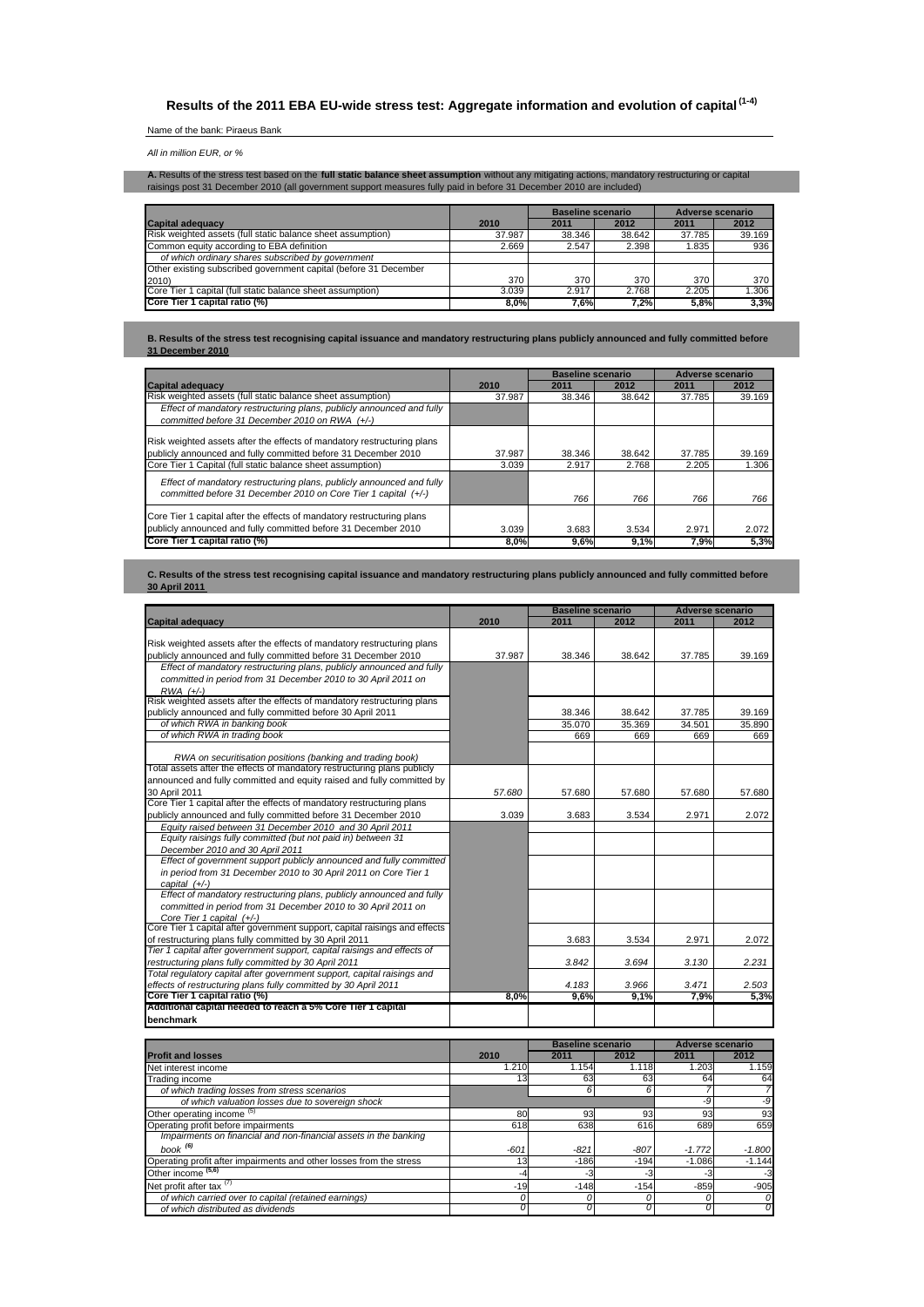# Results of the 2011 EBA EU-wide stress test: Aggregate information and evolution of capital [(1-4)]

Name of the bank: Piraeus Bank

*All in million EUR, or %*

**A.** Results of the stress test based on the **full static balance sheet assumption** without any mitigating actions, mandatory restructuring or capital raisings post 31 December 2010 (all government support measures fully paid in before 31 December 2010 are included)

| Capital adequacy | 2010 | Baseline scenario 2011 | Baseline scenario 2012 | Adverse scenario 2011 | Adverse scenario 2012 |
|---|---|---|---|---|---|
| Risk weighted assets (full static balance sheet assumption) | 37.987 | 38.346 | 38.642 | 37.785 | 39.169 |
| Common equity according to EBA definition | 2.669 | 2.547 | 2.398 | 1.835 | 936 |
| *of which ordinary shares subscribed by government* | | | | | |
| Other existing subscribed government capital (before 31 December 2010) | 370 | 370 | 370 | 370 | 370 |
| Core Tier 1 capital (full static balance sheet assumption) | 3.039 | 2.917 | 2.768 | 2.205 | 1.306 |
| **Core Tier 1 capital ratio (%)** | **8,0%** | **7,6%** | **7,2%** | **5,8%** | **3,3%** |

**B. Results of the stress test recognising capital issuance and mandatory restructuring plans publicly announced and fully committed before 31 December 2010**

| Capital adequacy | 2010 | Baseline scenario 2011 | Baseline scenario 2012 | Adverse scenario 2011 | Adverse scenario 2012 |
|---|---|---|---|---|---|
| Risk weighted assets (full static balance sheet assumption) | 37.987 | 38.346 | 38.642 | 37.785 | 39.169 |
| *Effect of mandatory restructuring plans, publicly announced and fully committed before 31 December 2010 on RWA (+/-)* | | | | | |
| Risk weighted assets after the effects of mandatory restructuring plans publicly announced and fully committed before 31 December 2010 | 37.987 | 38.346 | 38.642 | 37.785 | 39.169 |
| Core Tier 1 Capital (full static balance sheet assumption) | 3.039 | 2.917 | 2.768 | 2.205 | 1.306 |
| *Effect of mandatory restructuring plans, publicly announced and fully committed before 31 December 2010 on Core Tier 1 capital (+/-)* | | *766* | *766* | *766* | *766* |
| Core Tier 1 capital after the effects of mandatory restructuring plans publicly announced and fully committed before 31 December 2010 | 3.039 | 3.683 | 3.534 | 2.971 | 2.072 |
| **Core Tier 1 capital ratio (%)** | **8,0%** | **9,6%** | **9,1%** | **7,9%** | **5,3%** |

**C. Results of the stress test recognising capital issuance and mandatory restructuring plans publicly announced and fully committed before 30 April 2011**

| Capital adequacy | 2010 | Baseline scenario 2011 | Baseline scenario 2012 | Adverse scenario 2011 | Adverse scenario 2012 |
|---|---|---|---|---|---|
| Risk weighted assets after the effects of mandatory restructuring plans publicly announced and fully committed before 31 December 2010 | 37.987 | 38.346 | 38.642 | 37.785 | 39.169 |
| *Effect of mandatory restructuring plans, publicly announced and fully committed in period from 31 December 2010 to 30 April 2011 on RWA (+/-)* | | | | | |
| Risk weighted assets after the effects of mandatory restructuring plans publicly announced and fully committed before 30 April 2011 | | 38.346 | 38.642 | 37.785 | 39.169 |
| *of which RWA in banking book* | | 35.070 | 35.369 | 34.501 | 35.890 |
| *of which RWA in trading book* | | 669 | 669 | 669 | 669 |
| *RWA on securitisation positions (banking and trading book)* | | | | | |
| Total assets after the effects of mandatory restructuring plans publicly announced and fully committed and equity raised and fully committed by 30 April 2011 | *57.680* | 57.680 | 57.680 | 57.680 | 57.680 |
| Core Tier 1 capital after the effects of mandatory restructuring plans publicly announced and fully committed before 31 December 2010 | 3.039 | 3.683 | 3.534 | 2.971 | 2.072 |
| *Equity raised between 31 December 2010 and 30 April 2011* | | | | | |
| *Equity raisings fully committed (but not paid in) between 31 December 2010 and 30 April 2011* | | | | | |
| *Effect of government support publicly announced and fully committed in period from 31 December 2010 to 30 April 2011 on Core Tier 1 capital (+/-)* | | | | | |
| *Effect of mandatory restructuring plans, publicly announced and fully committed in period from 31 December 2010 to 30 April 2011 on Core Tier 1 capital (+/-)* | | | | | |
| Core Tier 1 capital after government support, capital raisings and effects of restructuring plans fully committed by 30 April 2011 | | 3.683 | 3.534 | 2.971 | 2.072 |
| *Tier 1 capital after government support, capital raisings and effects of restructuring plans fully committed by 30 April 2011* | | *3.842* | *3.694* | *3.130* | *2.231* |
| *Total regulatory capital after government support, capital raisings and effects of restructuring plans fully committed by 30 April 2011* | | *4.183* | *3.966* | *3.471* | *2.503* |
| **Core Tier 1 capital ratio (%)** | **8,0%** | **9,6%** | **9,1%** | **7,9%** | **5,3%** |
| **Additional capital needed to reach a 5% Core Tier 1 capital benchmark** | | | | | |

| Profit and losses | 2010 | Baseline scenario 2011 | Baseline scenario 2012 | Adverse scenario 2011 | Adverse scenario 2012 |
|---|---|---|---|---|---|
| Net interest income | 1.210 | 1.154 | 1.118 | 1.203 | 1.159 |
| Trading income | 13 | 63 | 63 | 64 | 64 |
| *of which trading losses from stress scenarios* | | 6 | 6 | 7 | 7 |
| *of which valuation losses due to sovereign shock* | | | | -9 | -9 |
| Other operating income [(5)] | 80 | 93 | 93 | 93 | 93 |
| Operating profit before impairments | 618 | 638 | 616 | 689 | 659 |
| *Impairments on financial and non-financial assets in the banking book [(6)]* | *-601* | *-821* | *-807* | *-1.772* | *-1.800* |
| Operating profit after impairments and other losses from the stress | 13 | -186 | -194 | -1.086 | -1.144 |
| Other income [(5,6)] | -4 | -3 | -3 | -3 | -3 |
| Net profit after tax [(7)] | -19 | -148 | -154 | -859 | -905 |
| *of which carried over to capital (retained earnings)* | *0* | *0* | *0* | *0* | *0* |
| *of which distributed as dividends* | *0* | *0* | *0* | *0* | *0* |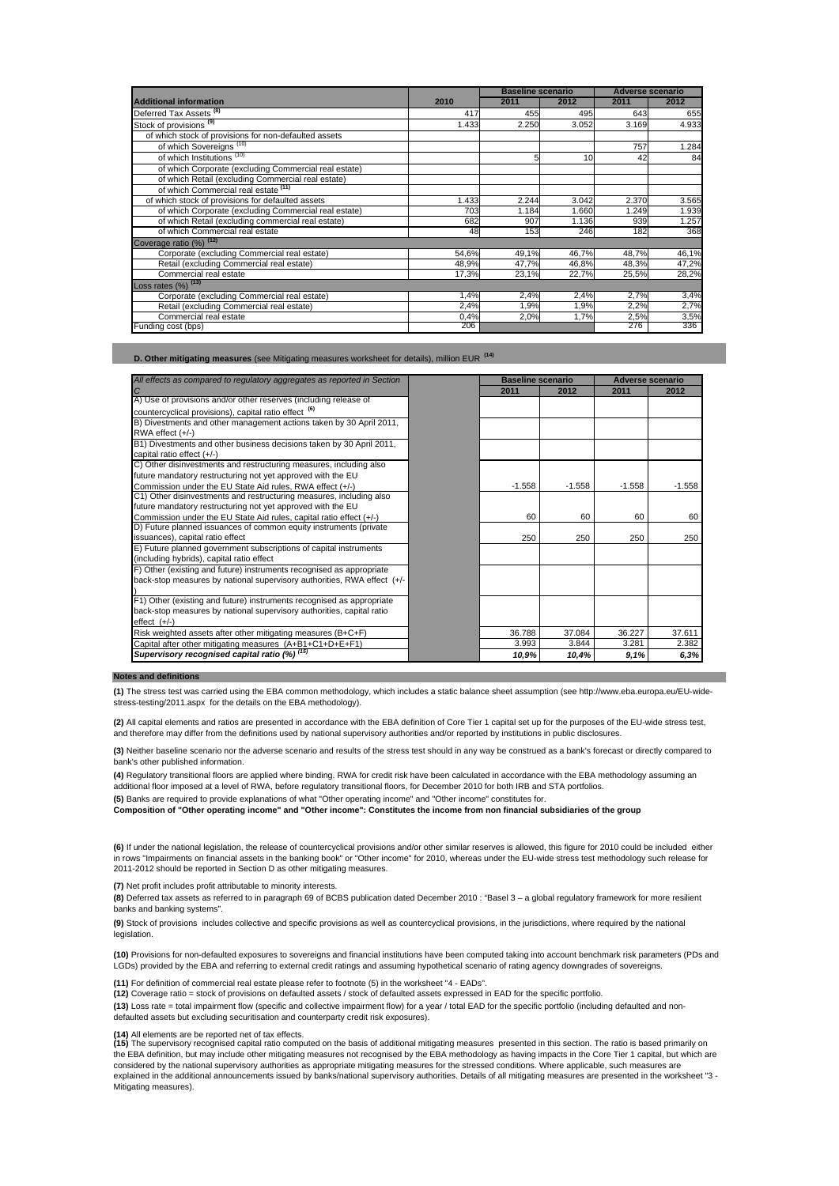| Additional information | 2010 | Baseline scenario 2011 | Baseline scenario 2012 | Adverse scenario 2011 | Adverse scenario 2012 |
|---|---|---|---|---|---|
| Deferred Tax Assets [8] | 417 | 455 | 495 | 643 | 655 |
| Stock of provisions [9] | 1.433 | 2.250 | 3.052 | 3.169 | 4.933 |
| of which stock of provisions for non-defaulted assets | | | | | |
| of which Sovereigns [10] | | | | 757 | 1.284 |
| of which Institutions [10] | | 5 | 10 | 42 | 84 |
| of which Corporate (excluding Commercial real estate) | | | | | |
| of which Retail (excluding Commercial real estate) | | | | | |
| of which Commercial real estate [11] | | | | | |
| of which stock of provisions for defaulted assets | 1.433 | 2.244 | 3.042 | 2.370 | 3.565 |
| of which Corporate (excluding Commercial real estate) | 703 | 1.184 | 1.660 | 1.249 | 1.939 |
| of which Retail (excluding Commercial real estate) | 682 | 907 | 1.136 | 939 | 1.257 |
| of which Commercial real estate | 48 | 153 | 246 | 182 | 368 |
| Coverage ratio (%) [12] | | | | | |
| Corporate (excluding Commercial real estate) | 54,6% | 49,1% | 46,7% | 48,7% | 46,1% |
| Retail (excluding Commercial real estate) | 48,9% | 47,7% | 46,8% | 48,3% | 47,2% |
| Commercial real estate | 17,3% | 23,1% | 22,7% | 25,5% | 28,2% |
| Loss rates (%) [13] | | | | | |
| Corporate (excluding Commercial real estate) | 1,4% | 2,4% | 2,4% | 2,7% | 3,4% |
| Retail (excluding Commercial real estate) | 2,4% | 1,9% | 1,9% | 2,2% | 2,7% |
| Commercial real estate | 0,4% | 2,0% | 1,7% | 2,5% | 3,5% |
| Funding cost (bps) | 206 | | | 276 | 336 |

**D. Other mitigating measures** (see Mitigating measures worksheet for details), million EUR [14]

| All effects as compared to regulatory aggregates as reported in Section C | Baseline scenario 2011 | Baseline scenario 2012 | Adverse scenario 2011 | Adverse scenario 2012 |
|---|---|---|---|---|
| A) Use of provisions and/or other reserves (including release of countercyclical provisions), capital ratio effect [6] | | | | |
| B) Divestments and other management actions taken by 30 April 2011, RWA effect (+/-) | | | | |
| B1) Divestments and other business decisions taken by 30 April 2011, capital ratio effect (+/-) | | | | |
| C) Other disinvestments and restructuring measures, including also future mandatory restructuring not yet approved with the EU Commission under the EU State Aid rules, RWA effect (+/-) | -1.558 | -1.558 | -1.558 | -1.558 |
| C1) Other disinvestments and restructuring measures, including also future mandatory restructuring not yet approved with the EU Commission under the EU State Aid rules, capital ratio effect (+/-) | 60 | 60 | 60 | 60 |
| D) Future planned issuances of common equity instruments (private issuances), capital ratio effect | 250 | 250 | 250 | 250 |
| E) Future planned government subscriptions of capital instruments (including hybrids), capital ratio effect | | | | |
| F) Other (existing and future) instruments recognised as appropriate back-stop measures by national supervisory authorities, RWA effect (+/-) | | | | |
| F1) Other (existing and future) instruments recognised as appropriate back-stop measures by national supervisory authorities, capital ratio effect (+/-) | | | | |
| Risk weighted assets after other mitigating measures (B+C+F) | 36.788 | 37.084 | 36.227 | 37.611 |
| Capital after other mitigating measures (A+B1+C1+D+E+F1) | 3.993 | 3.844 | 3.281 | 2.382 |
| ***Supervisory recognised capital ratio (%) [15]*** | ***10,9%*** | ***10,4%*** | ***9,1%*** | ***6,3%*** |

**Notes and definitions**

**(1)** The stress test was carried using the EBA common methodology, which includes a static balance sheet assumption (see http://www.eba.europa.eu/EU-wide-stress-testing/2011.aspx for the details on the EBA methodology).

**(2)** All capital elements and ratios are presented in accordance with the EBA definition of Core Tier 1 capital set up for the purposes of the EU-wide stress test, and therefore may differ from the definitions used by national supervisory authorities and/or reported by institutions in public disclosures.

**(3)** Neither baseline scenario nor the adverse scenario and results of the stress test should in any way be construed as a bank's forecast or directly compared to bank's other published information.

**(4)** Regulatory transitional floors are applied where binding. RWA for credit risk have been calculated in accordance with the EBA methodology assuming an additional floor imposed at a level of RWA, before regulatory transitional floors, for December 2010 for both IRB and STA portfolios.

**(5)** Banks are required to provide explanations of what "Other operating income" and "Other income" constitutes for.

**Composition of "Other operating income" and "Other income": Constitutes the income from non financial subsidiaries of the group**

**(6)** If under the national legislation, the release of countercyclical provisions and/or other similar reserves is allowed, this figure for 2010 could be included either in rows "Impairments on financial assets in the banking book" or "Other income" for 2010, whereas under the EU-wide stress test methodology such release for 2011-2012 should be reported in Section D as other mitigating measures.

**(7)** Net profit includes profit attributable to minority interests.

**(8)** Deferred tax assets as referred to in paragraph 69 of BCBS publication dated December 2010 : "Basel 3 – a global regulatory framework for more resilient banks and banking systems".

**(9)** Stock of provisions includes collective and specific provisions as well as countercyclical provisions, in the jurisdictions, where required by the national legislation.

**(10)** Provisions for non-defaulted exposures to sovereigns and financial institutions have been computed taking into account benchmark risk parameters (PDs and LGDs) provided by the EBA and referring to external credit ratings and assuming hypothetical scenario of rating agency downgrades of sovereigns.

**(11)** For definition of commercial real estate please refer to footnote (5) in the worksheet "4 - EADs".

**(12)** Coverage ratio = stock of provisions on defaulted assets / stock of defaulted assets expressed in EAD for the specific portfolio.

**(13)** Loss rate = total impairment flow (specific and collective impairment flow) for a year / total EAD for the specific portfolio (including defaulted and non-defaulted assets but excluding securitisation and counterparty credit risk exposures).

**(14)** All elements are be reported net of tax effects.

**(15)** The supervisory recognised capital ratio computed on the basis of additional mitigating measures presented in this section. The ratio is based primarily on the EBA definition, but may include other mitigating measures not recognised by the EBA methodology as having impacts in the Core Tier 1 capital, but which are considered by the national supervisory authorities as appropriate mitigating measures for the stressed conditions. Where applicable, such measures are explained in the additional announcements issued by banks/national supervisory authorities. Details of all mitigating measures are presented in the worksheet "3 - Mitigating measures).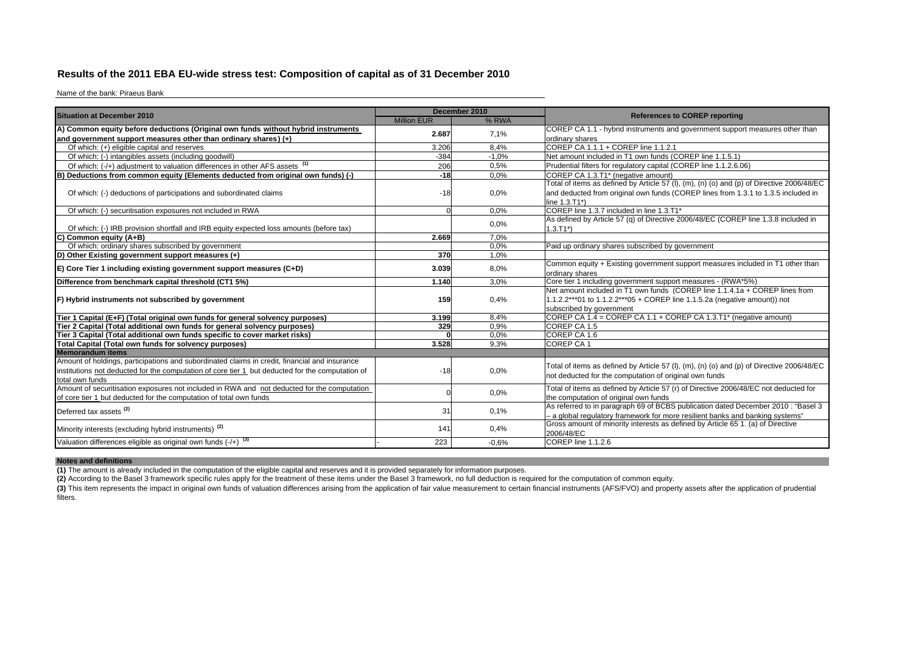## Results of the 2011 EBA EU-wide stress test: Composition of capital as of 31 December 2010

Name of the bank: Piraeus Bank

| Situation at December 2010 | December 2010 | | References to COREP reporting |
|---|---|---|---|
| | Million EUR | % RWA | |
| **A) Common equity before deductions (Original own funds without hybrid instruments and government support measures other than ordinary shares) (+)** | **2.687** | 7,1% | COREP CA 1.1 - hybrid instruments and government support measures other than ordinary shares |
| Of which: (+) eligible capital and reserves | 3.206 | 8,4% | COREP CA 1.1.1 + COREP line 1.1.2.1 |
| Of which: (-) intangibles assets (including goodwill) | -384 | -1,0% | Net amount included in T1 own funds (COREP line 1.1.5.1) |
| Of which: (-/+) adjustment to valuation differences in other AFS assets [(1)] | 206 | 0,5% | Prudential filters for regulatory capital (COREP line 1.1.2.6.06) |
| **B) Deductions from common equity (Elements deducted from original own funds) (-)** | **-18** | 0,0% | COREP CA 1.3.T1* (negative amount) |
| Of which: (-) deductions of participations and subordinated claims | -18 | 0,0% | Total of items as defined by Article 57 (l), (m), (n) (o) and (p) of Directive 2006/48/EC and deducted from original own funds (COREP lines from 1.3.1 to 1.3.5 included in line 1.3.T1*) |
| Of which: (-) securitisation exposures not included in RWA | 0 | 0,0% | COREP line 1.3.7 included in line 1.3.T1* |
| Of which: (-) IRB provision shortfall and IRB equity expected loss amounts (before tax) | | 0,0% | As defined by Article 57 (q) of Directive 2006/48/EC (COREP line 1.3.8 included in 1.3.T1*) |
| **C) Common equity (A+B)** | **2.669** | 7,0% | |
| Of which: ordinary shares subscribed by government | | 0,0% | Paid up ordinary shares subscribed by government |
| **D) Other Existing government support measures (+)** | **370** | 1,0% | |
| **E) Core Tier 1 including existing government support measures (C+D)** | **3.039** | 8,0% | Common equity + Existing government support measures included in T1 other than ordinary shares |
| **Difference from benchmark capital threshold (CT1 5%)** | **1.140** | 3,0% | Core tier 1 including government support measures - (RWA*5%) |
| **F) Hybrid instruments not subscribed by government** | **159** | 0,4% | Net amount included in T1 own funds (COREP line 1.1.4.1a + COREP lines from 1.1.2.2***01 to 1.1.2.2***05 + COREP line 1.1.5.2a (negative amount)) not subscribed by government |
| **Tier 1 Capital (E+F) (Total original own funds for general solvency purposes)** | **3.199** | 8,4% | COREP CA 1.4 = COREP CA 1.1 + COREP CA 1.3.T1* (negative amount) |
| **Tier 2 Capital (Total additional own funds for general solvency purposes)** | **329** | 0,9% | COREP CA 1.5 |
| **Tier 3 Capital (Total additional own funds specific to cover market risks)** | **0** | 0,0% | COREP CA 1.6 |
| **Total Capital (Total own funds for solvency purposes)** | **3.528** | 9,3% | COREP CA 1 |
| **Memorandum items** | | | |
| Amount of holdings, participations and subordinated claims in credit, financial and insurance institutions not deducted for the computation of core tier 1 but deducted for the computation of total own funds | -18 | 0,0% | Total of items as defined by Article 57 (l), (m), (n) (o) and (p) of Directive 2006/48/EC not deducted for the computation of original own funds |
| Amount of securitisation exposures not included in RWA and not deducted for the computation of core tier 1 but deducted for the computation of total own funds | 0 | 0,0% | Total of items as defined by Article 57 (r) of Directive 2006/48/EC not deducted for the computation of original own funds |
| Deferred tax assets [(2)] | 31 | 0,1% | As referred to in paragraph 69 of BCBS publication dated December 2010 : "Basel 3 – a global regulatory framework for more resilient banks and banking systems" |
| Minority interests (excluding hybrid instruments) [(2)] | 141 | 0,4% | Gross amount of minority interests as defined by Article 65 1. (a) of Directive 2006/48/EC |
| Valuation differences eligible as original own funds (-/+) [(3)] | - 223 | -0,6% | COREP line 1.1.2.6 |

**Notes and definitions**

**(1)** The amount is already included in the computation of the eligible capital and reserves and it is provided separately for information purposes.

**(2)** According to the Basel 3 framework specific rules apply for the treatment of these items under the Basel 3 framework, no full deduction is required for the computation of common equity.

**(3)** This item represents the impact in original own funds of valuation differences arising from the application of fair value measurement to certain financial instruments (AFS/FVO) and property assets after the application of prudential filters.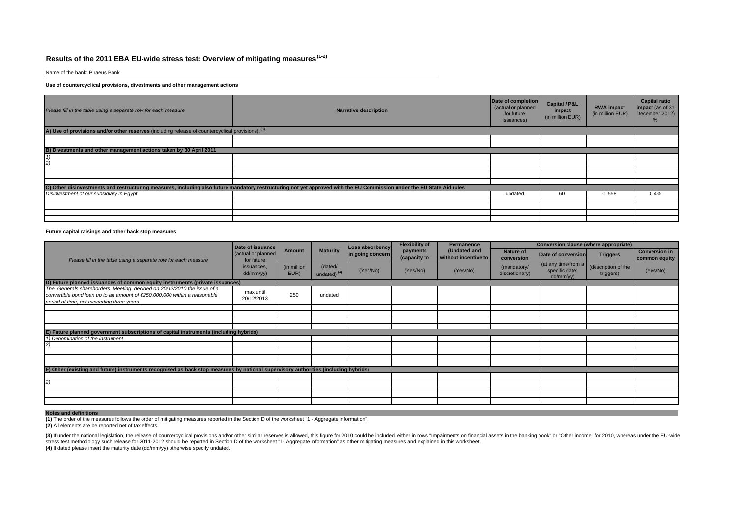# Results of the 2011 EBA EU-wide stress test: Overview of mitigating measures[(1-2)]

Name of the bank: Piraeus Bank

**Use of countercyclical provisions, divestments and other management actions**

| *Please fill in the table using a separate row for each measure* | Narrative description | Date of completion (actual or planned for future issuances) | Capital / P&L impact (in million EUR) | RWA impact (in million EUR) | Capital ratio impact (as of 31 December 2012) % |
|---|---|---|---|---|---|
| **A) Use of provisions and/or other reserves** (including release of countercyclical provisions), [(3)] | | | | | |
| | | | | | |
| | | | | | |
| **B) Divestments and other management actions taken by 30 April 2011** | | | | | |
| *1)* | | | | | |
| *2)* | | | | | |
| | | | | | |
| | | | | | |
| | | | | | |
| **C) Other disinvestments and restructuring measures, including also future mandatory restructuring not yet approved with the EU Commission under the EU State Aid rules** | | | | | |
| *Disinvestment of our subsidiary in Egypt* | | undated | 60 | -1.558 | 0,4% |
| | | | | | |
| | | | | | |
| | | | | | |
| | | | | | |

**Future capital raisings and other back stop measures**

| *Please fill in the table using a separate row for each measure* | Date of issuance (actual or planned for future issuances, dd/mm/yy) | Amount (in million EUR) | Maturity (dated/ undated) [(4)] | Loss absorbency in going concern (Yes/No) | Flexibility of payments (capacity to (Yes/No) | Permanence (Undated and without incentive to (Yes/No) | Conversion clause (where appropriate): Nature of conversion (mandatory/ discretionary) | Date of conversion (at any time/from a specific date: dd/mm/yy) | Triggers (description of the triggers) | Conversion in common equity (Yes/No) |
|---|---|---|---|---|---|---|---|---|---|---|
| **D) Future planned issuances of common equity instruments (private issuances)** | | | | | | | | | | |
| *The Generals sharehorders Meeting decided on 20/12/2010 the issue of a convertible bond loan up to an amount of €250,000,000 within a reasonable period of time, not exceeding three years* | max until 20/12/2013 | 250 | undated | | | | | | | |
| | | | | | | | | | | |
| | | | | | | | | | | |
| | | | | | | | | | | |
| **E) Future planned government subscriptions of capital instruments (including hybrids)** | | | | | | | | | | |
| *1) Denomination of the instrument* | | | | | | | | | | |
| *2)* | | | | | | | | | | |
| | | | | | | | | | | |
| | | | | | | | | | | |
| | | | | | | | | | | |
| **F) Other (existing and future) instruments recognised as back stop measures by national supervisory authorities (including hybrids)** | | | | | | | | | | |
| | | | | | | | | | | |
| *2)* | | | | | | | | | | |
| | | | | | | | | | | |
| | | | | | | | | | | |
| | | | | | | | | | | |

**Notes and definitions**

**(1)** The order of the measures follows the order of mitigating measures reported in the Section D of the worksheet "1 - Aggregate information".

**(2)** All elements are be reported net of tax effects.

**(3)** If under the national legislation, the release of countercyclical provisions and/or other similar reserves is allowed, this figure for 2010 could be included either in rows "Impairments on financial assets in the banking book" or "Other income" for 2010, whereas under the EU-wide stress test methodology such release for 2011-2012 should be reported in Section D of the worksheet "1- Aggregate information" as other mitigating measures and explained in this worksheet.

**(4)** If dated please insert the maturity date (dd/mm/yy) otherwise specify undated.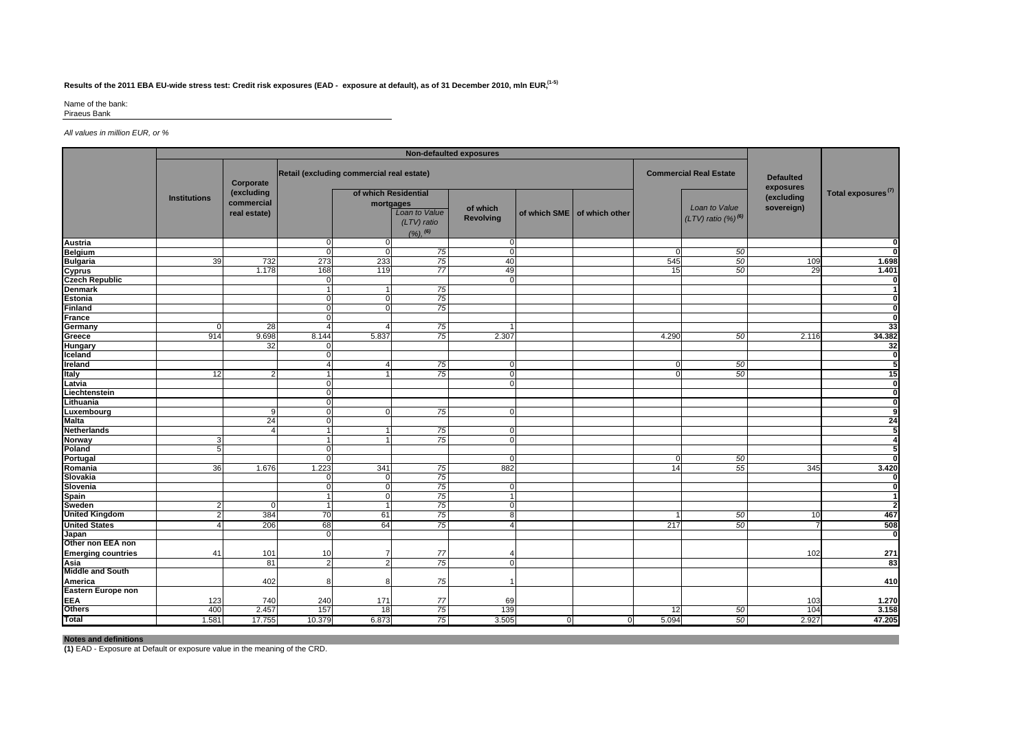**Results of the 2011 EBA EU-wide stress test: Credit risk exposures (EAD - exposure at default), as of 31 December 2010, mln EUR,[1-5]**

Name of the bank:
Piraeus Bank

*All values in million EUR, or %*

| | Non-defaulted exposures | | | | | | | | | | Defaulted exposures (excluding sovereign) | Total exposures[7] |
|---|---|---|---|---|---|---|---|---|---|---|---|---|
| | Institutions | Corporate (excluding commercial real estate) | Retail (excluding commercial real estate) | | | | | | Commercial Real Estate | | | |
| | | | | of which Residential mortgages | | of which Revolving | of which SME | of which other | | Loan to Value (LTV) ratio (%)[6] | | |
| | | | | | Loan to Value (LTV) ratio (%)[6] | | | | | | | |
| **Austria** | | | 0 | 0 | | 0 | | | | | | **0** |
| **Belgium** | | | 0 | 0 | *75* | 0 | | | 0 | *50* | | **0** |
| **Bulgaria** | 39 | 732 | 273 | 233 | *75* | 40 | | | 545 | *50* | 109 | **1.698** |
| **Cyprus** | | 1.178 | 168 | 119 | *77* | 49 | | | 15 | *50* | 29 | **1.401** |
| **Czech Republic** | | | 0 | | | 0 | | | | | | **0** |
| **Denmark** | | | 1 | 1 | *75* | | | | | | | **1** |
| **Estonia** | | | 0 | 0 | *75* | | | | | | | **0** |
| **Finland** | | | 0 | 0 | *75* | | | | | | | **0** |
| **France** | | | 0 | | | | | | | | | **0** |
| **Germany** | 0 | 28 | 4 | 4 | *75* | 1 | | | | | | **33** |
| **Greece** | 914 | 9.698 | 8.144 | 5.837 | *75* | 2.307 | | | 4.290 | *50* | 2.116 | **34.382** |
| **Hungary** | | 32 | 0 | | | | | | | | | **32** |
| **Iceland** | | | 0 | | | | | | | | | **0** |
| **Ireland** | | | 4 | 4 | *75* | 0 | | | 0 | *50* | | **5** |
| **Italy** | 12 | 2 | 1 | 1 | *75* | 0 | | | 0 | *50* | | **15** |
| **Latvia** | | | 0 | | | 0 | | | | | | **0** |
| **Liechtenstein** | | | 0 | | | | | | | | | **0** |
| **Lithuania** | | | 0 | | | | | | | | | **0** |
| **Luxembourg** | | 9 | 0 | 0 | *75* | 0 | | | | | | **9** |
| **Malta** | | 24 | 0 | | | | | | | | | **24** |
| **Netherlands** | | 4 | 1 | 1 | *75* | 0 | | | | | | **5** |
| **Norway** | 3 | | 1 | 1 | *75* | 0 | | | | | | **4** |
| **Poland** | 5 | | 0 | | | | | | | | | **5** |
| **Portugal** | | | 0 | | | 0 | | | 0 | *50* | | **0** |
| **Romania** | 36 | 1.676 | 1.223 | 341 | *75* | 882 | | | 14 | *55* | 345 | **3.420** |
| **Slovakia** | | | 0 | 0 | *75* | | | | | | | **0** |
| **Slovenia** | | | 0 | 0 | *75* | 0 | | | | | | **0** |
| **Spain** | | | 1 | 0 | *75* | 1 | | | | | | **1** |
| **Sweden** | 2 | 0 | 1 | 1 | *75* | 0 | | | | | | **2** |
| **United Kingdom** | 2 | 384 | 70 | 61 | *75* | 8 | | | 1 | *50* | 10 | **467** |
| **United States** | 4 | 206 | 68 | 64 | *75* | 4 | | | 217 | *50* | 7 | **508** |
| **Japan** | | | 0 | | | | | | | | | **0** |
| **Other non EEA non Emerging countries** | 41 | 101 | 10 | 7 | *77* | 4 | | | | | 102 | **271** |
| **Asia** | | 81 | 2 | 2 | *75* | 0 | | | | | | **83** |
| **Middle and South America** | | 402 | 8 | 8 | *75* | 1 | | | | | | **410** |
| **Eastern Europe non EEA** | 123 | 740 | 240 | 171 | *77* | 69 | | | | | 103 | **1.270** |
| **Others** | 400 | 2.457 | 157 | 18 | *75* | 139 | | | 12 | *50* | 104 | **3.158** |
| **Total** | 1.581 | 17.755 | 10.379 | 6.873 | *75* | 3.505 | 0 | 0 | 5.094 | *50* | 2.927 | **47.205** |

**Notes and definitions**

**(1)** EAD - Exposure at Default or exposure value in the meaning of the CRD.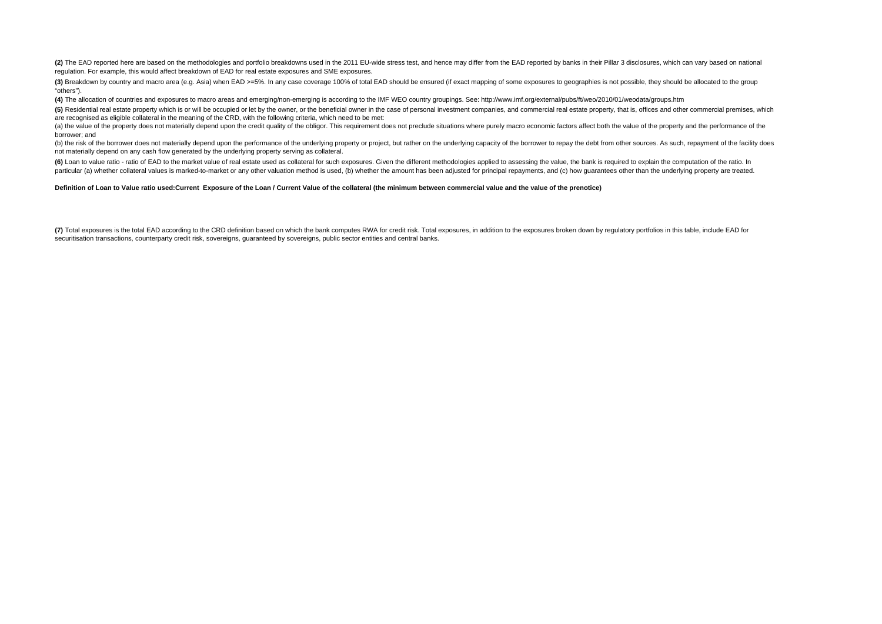**(2)** The EAD reported here are based on the methodologies and portfolio breakdowns used in the 2011 EU-wide stress test, and hence may differ from the EAD reported by banks in their Pillar 3 disclosures, which can vary based on national regulation. For example, this would affect breakdown of EAD for real estate exposures and SME exposures.

**(3)** Breakdown by country and macro area (e.g. Asia) when EAD >=5%. In any case coverage 100% of total EAD should be ensured (if exact mapping of some exposures to geographies is not possible, they should be allocated to the group "others").

**(4)** The allocation of countries and exposures to macro areas and emerging/non-emerging is according to the IMF WEO country groupings. See: http://www.imf.org/external/pubs/ft/weo/2010/01/weodata/groups.htm

**(5)** Residential real estate property which is or will be occupied or let by the owner, or the beneficial owner in the case of personal investment companies, and commercial real estate property, that is, offices and other commercial premises, which are recognised as eligible collateral in the meaning of the CRD, with the following criteria, which need to be met:

(a) the value of the property does not materially depend upon the credit quality of the obligor. This requirement does not preclude situations where purely macro economic factors affect both the value of the property and the performance of the borrower; and

(b) the risk of the borrower does not materially depend upon the performance of the underlying property or project, but rather on the underlying capacity of the borrower to repay the debt from other sources. As such, repayment of the facility does not materially depend on any cash flow generated by the underlying property serving as collateral.

**(6)** Loan to value ratio - ratio of EAD to the market value of real estate used as collateral for such exposures. Given the different methodologies applied to assessing the value, the bank is required to explain the computation of the ratio. In particular (a) whether collateral values is marked-to-market or any other valuation method is used, (b) whether the amount has been adjusted for principal repayments, and (c) how guarantees other than the underlying property are treated.

**Definition of Loan to Value ratio used:Current Exposure of the Loan / Current Value of the collateral (the minimum between commercial value and the value of the prenotice)**

**(7)** Total exposures is the total EAD according to the CRD definition based on which the bank computes RWA for credit risk. Total exposures, in addition to the exposures broken down by regulatory portfolios in this table, include EAD for securitisation transactions, counterparty credit risk, sovereigns, guaranteed by sovereigns, public sector entities and central banks.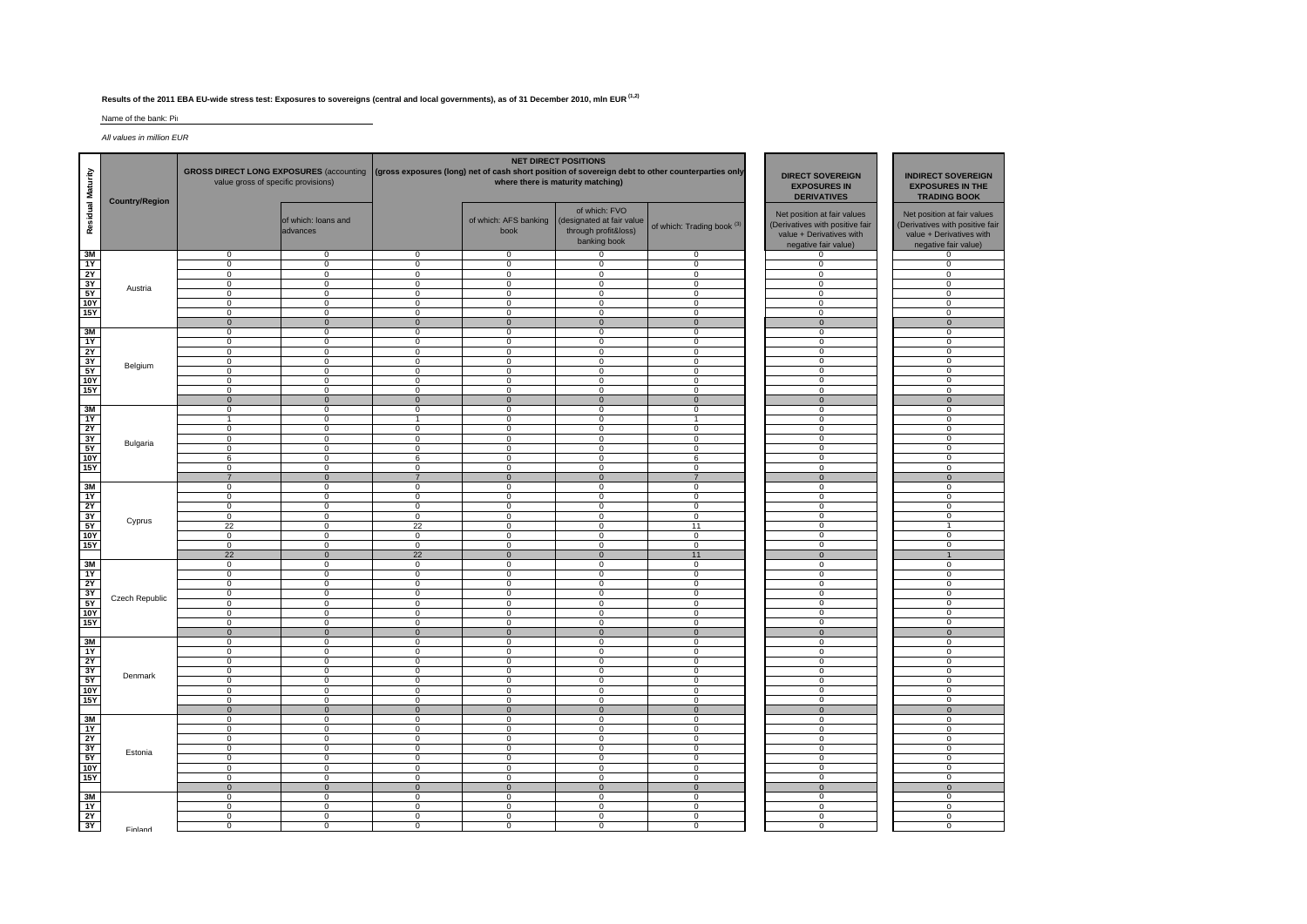**Results of the 2011 EBA EU-wide stress test: Exposures to sovereigns (central and local governments), as of 31 December 2010, mln EUR (1,2)**

Name of the bank: Pi

*All values in million EUR*

| Residual Maturity | Country/Region | GROSS DIRECT LONG EXPOSURES (accounting value gross of specific provisions) | | NET DIRECT POSITIONS (gross exposures (long) net of cash short position of sovereign debt to other counterparties only where there is maturity matching) | | | | DIRECT SOVEREIGN EXPOSURES IN DERIVATIVES | INDIRECT SOVEREIGN EXPOSURES IN THE TRADING BOOK |
|---|---|---|---|---|---|---|---|---|---|
| | | | of which: loans and advances | | of which: AFS banking book | of which: FVO (designated at fair value through profit&loss) banking book | of which: Trading book (3) | Net position at fair values (Derivatives with positive fair value + Derivatives with negative fair value) | Net position at fair values (Derivatives with positive fair value + Derivatives with negative fair value) |
| 3M | Austria | 0 | 0 | 0 | 0 | 0 | 0 | 0 | 0 |
| 1Y | | 0 | 0 | 0 | 0 | 0 | 0 | 0 | 0 |
| 2Y | | 0 | 0 | 0 | 0 | 0 | 0 | 0 | 0 |
| 3Y | | 0 | 0 | 0 | 0 | 0 | 0 | 0 | 0 |
| 5Y | | 0 | 0 | 0 | 0 | 0 | 0 | 0 | 0 |
| 10Y | | 0 | 0 | 0 | 0 | 0 | 0 | 0 | 0 |
| 15Y | | 0 | 0 | 0 | 0 | 0 | 0 | 0 | 0 |
| | | 0 | 0 | 0 | 0 | 0 | 0 | 0 | 0 |
| 3M | Belgium | 0 | 0 | 0 | 0 | 0 | 0 | 0 | 0 |
| 1Y | | 0 | 0 | 0 | 0 | 0 | 0 | 0 | 0 |
| 2Y | | 0 | 0 | 0 | 0 | 0 | 0 | 0 | 0 |
| 3Y | | 0 | 0 | 0 | 0 | 0 | 0 | 0 | 0 |
| 5Y | | 0 | 0 | 0 | 0 | 0 | 0 | 0 | 0 |
| 10Y | | 0 | 0 | 0 | 0 | 0 | 0 | 0 | 0 |
| 15Y | | 0 | 0 | 0 | 0 | 0 | 0 | 0 | 0 |
| | | 0 | 0 | 0 | 0 | 0 | 0 | 0 | 0 |
| 3M | Bulgaria | 0 | 0 | 0 | 0 | 0 | 0 | 0 | 0 |
| 1Y | | 1 | 0 | 1 | 0 | 0 | 1 | 0 | 0 |
| 2Y | | 0 | 0 | 0 | 0 | 0 | 0 | 0 | 0 |
| 3Y | | 0 | 0 | 0 | 0 | 0 | 0 | 0 | 0 |
| 5Y | | 0 | 0 | 0 | 0 | 0 | 0 | 0 | 0 |
| 10Y | | 6 | 0 | 6 | 0 | 0 | 6 | 0 | 0 |
| 15Y | | 0 | 0 | 0 | 0 | 0 | 0 | 0 | 0 |
| | | 7 | 0 | 7 | 0 | 0 | 7 | 0 | 0 |
| 3M | Cyprus | 0 | 0 | 0 | 0 | 0 | 0 | 0 | 0 |
| 1Y | | 0 | 0 | 0 | 0 | 0 | 0 | 0 | 0 |
| 2Y | | 0 | 0 | 0 | 0 | 0 | 0 | 0 | 0 |
| 3Y | | 0 | 0 | 0 | 0 | 0 | 0 | 0 | 0 |
| 5Y | | 22 | 0 | 22 | 0 | 0 | 11 | 0 | 1 |
| 10Y | | 0 | 0 | 0 | 0 | 0 | 0 | 0 | 0 |
| 15Y | | 0 | 0 | 0 | 0 | 0 | 0 | 0 | 0 |
| | | 22 | 0 | 22 | 0 | 0 | 11 | 0 | 1 |
| 3M | Czech Republic | 0 | 0 | 0 | 0 | 0 | 0 | 0 | 0 |
| 1Y | | 0 | 0 | 0 | 0 | 0 | 0 | 0 | 0 |
| 2Y | | 0 | 0 | 0 | 0 | 0 | 0 | 0 | 0 |
| 3Y | | 0 | 0 | 0 | 0 | 0 | 0 | 0 | 0 |
| 5Y | | 0 | 0 | 0 | 0 | 0 | 0 | 0 | 0 |
| 10Y | | 0 | 0 | 0 | 0 | 0 | 0 | 0 | 0 |
| 15Y | | 0 | 0 | 0 | 0 | 0 | 0 | 0 | 0 |
| | | 0 | 0 | 0 | 0 | 0 | 0 | 0 | 0 |
| 3M | Denmark | 0 | 0 | 0 | 0 | 0 | 0 | 0 | 0 |
| 1Y | | 0 | 0 | 0 | 0 | 0 | 0 | 0 | 0 |
| 2Y | | 0 | 0 | 0 | 0 | 0 | 0 | 0 | 0 |
| 3Y | | 0 | 0 | 0 | 0 | 0 | 0 | 0 | 0 |
| 5Y | | 0 | 0 | 0 | 0 | 0 | 0 | 0 | 0 |
| 10Y | | 0 | 0 | 0 | 0 | 0 | 0 | 0 | 0 |
| 15Y | | 0 | 0 | 0 | 0 | 0 | 0 | 0 | 0 |
| | | 0 | 0 | 0 | 0 | 0 | 0 | 0 | 0 |
| 3M | Estonia | 0 | 0 | 0 | 0 | 0 | 0 | 0 | 0 |
| 1Y | | 0 | 0 | 0 | 0 | 0 | 0 | 0 | 0 |
| 2Y | | 0 | 0 | 0 | 0 | 0 | 0 | 0 | 0 |
| 3Y | | 0 | 0 | 0 | 0 | 0 | 0 | 0 | 0 |
| 5Y | | 0 | 0 | 0 | 0 | 0 | 0 | 0 | 0 |
| 10Y | | 0 | 0 | 0 | 0 | 0 | 0 | 0 | 0 |
| 15Y | | 0 | 0 | 0 | 0 | 0 | 0 | 0 | 0 |
| | | 0 | 0 | 0 | 0 | 0 | 0 | 0 | 0 |
| 3M | Finland | 0 | 0 | 0 | 0 | 0 | 0 | 0 | 0 |
| 1Y | | 0 | 0 | 0 | 0 | 0 | 0 | 0 | 0 |
| 2Y | | 0 | 0 | 0 | 0 | 0 | 0 | 0 | 0 |
| 3Y | | 0 | 0 | 0 | 0 | 0 | 0 | 0 | 0 |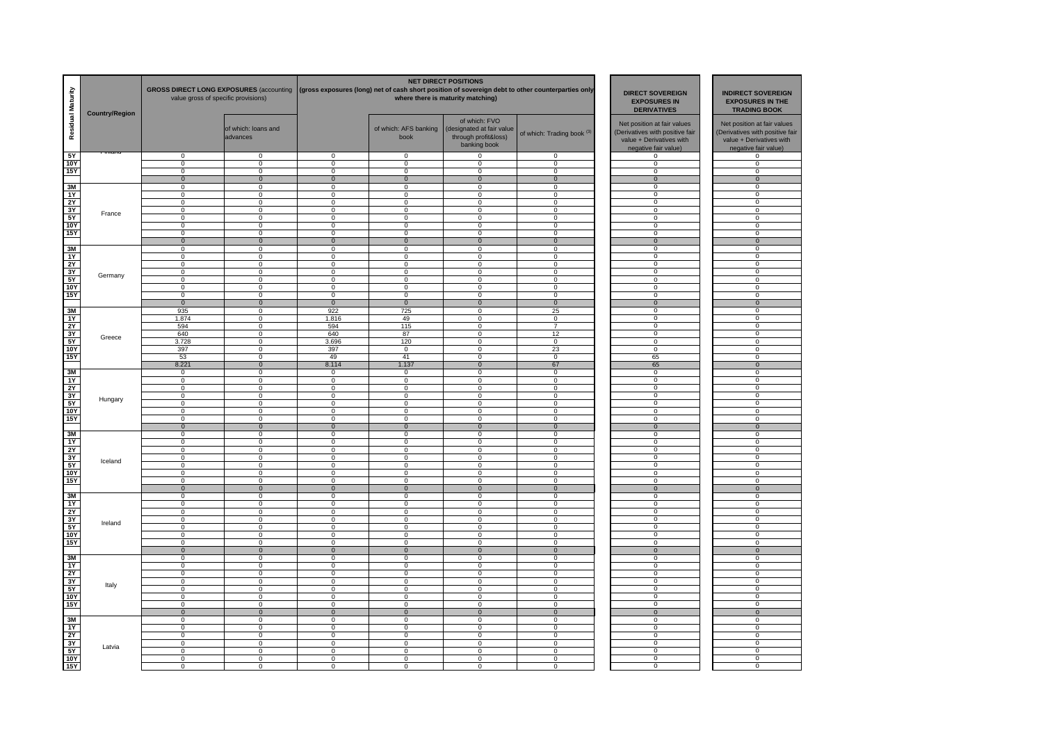| Residual Maturity | Country/Region | GROSS DIRECT LONG EXPOSURES (accounting value gross of specific provisions) | | NET DIRECT POSITIONS (gross exposures (long) net of cash short position of sovereign debt to other counterparties only where there is maturity matching) | | | | DIRECT SOVEREIGN EXPOSURES IN DERIVATIVES | INDIRECT SOVEREIGN EXPOSURES IN THE TRADING BOOK |
|---|---|---|---|---|---|---|---|---|---|
| | | | of which: loans and advances | | of which: AFS banking book | of which: FVO (designated at fair value through profit&loss) banking book | of which: Trading book (3) | Net position at fair values (Derivatives with positive fair value + Derivatives with negative fair value) | Net position at fair values (Derivatives with positive fair value + Derivatives with negative fair value) |
| 5Y | Finland | 0 | 0 | 0 | 0 | 0 | 0 | 0 | 0 |
| 10Y | | 0 | 0 | 0 | 0 | 0 | 0 | 0 | 0 |
| 15Y | | 0 | 0 | 0 | 0 | 0 | 0 | 0 | 0 |
| | | 0 | 0 | 0 | 0 | 0 | 0 | 0 | 0 |
| 3M | France | 0 | 0 | 0 | 0 | 0 | 0 | 0 | 0 |
| 1Y | | 0 | 0 | 0 | 0 | 0 | 0 | 0 | 0 |
| 2Y | | 0 | 0 | 0 | 0 | 0 | 0 | 0 | 0 |
| 3Y | | 0 | 0 | 0 | 0 | 0 | 0 | 0 | 0 |
| 5Y | | 0 | 0 | 0 | 0 | 0 | 0 | 0 | 0 |
| 10Y | | 0 | 0 | 0 | 0 | 0 | 0 | 0 | 0 |
| 15Y | | 0 | 0 | 0 | 0 | 0 | 0 | 0 | 0 |
| | | 0 | 0 | 0 | 0 | 0 | 0 | 0 | 0 |
| 3M | Germany | 0 | 0 | 0 | 0 | 0 | 0 | 0 | 0 |
| 1Y | | 0 | 0 | 0 | 0 | 0 | 0 | 0 | 0 |
| 2Y | | 0 | 0 | 0 | 0 | 0 | 0 | 0 | 0 |
| 3Y | | 0 | 0 | 0 | 0 | 0 | 0 | 0 | 0 |
| 5Y | | 0 | 0 | 0 | 0 | 0 | 0 | 0 | 0 |
| 10Y | | 0 | 0 | 0 | 0 | 0 | 0 | 0 | 0 |
| 15Y | | 0 | 0 | 0 | 0 | 0 | 0 | 0 | 0 |
| | | 0 | 0 | 0 | 0 | 0 | 0 | 0 | 0 |
| 3M | Greece | 935 | 0 | 922 | 725 | 0 | 25 | 0 | 0 |
| 1Y | | 1.874 | 0 | 1.816 | 49 | 0 | 0 | 0 | 0 |
| 2Y | | 594 | 0 | 594 | 115 | 0 | 7 | 0 | 0 |
| 3Y | | 640 | 0 | 640 | 87 | 0 | 12 | 0 | 0 |
| 5Y | | 3.728 | 0 | 3.696 | 120 | 0 | 0 | 0 | 0 |
| 10Y | | 397 | 0 | 397 | 0 | 0 | 23 | 0 | 0 |
| 15Y | | 53 | 0 | 49 | 41 | 0 | 0 | 65 | 0 |
| | | 8.221 | 0 | 8.114 | 1.137 | 0 | 67 | 65 | 0 |
| 3M | Hungary | 0 | 0 | 0 | 0 | 0 | 0 | 0 | 0 |
| 1Y | | 0 | 0 | 0 | 0 | 0 | 0 | 0 | 0 |
| 2Y | | 0 | 0 | 0 | 0 | 0 | 0 | 0 | 0 |
| 3Y | | 0 | 0 | 0 | 0 | 0 | 0 | 0 | 0 |
| 5Y | | 0 | 0 | 0 | 0 | 0 | 0 | 0 | 0 |
| 10Y | | 0 | 0 | 0 | 0 | 0 | 0 | 0 | 0 |
| 15Y | | 0 | 0 | 0 | 0 | 0 | 0 | 0 | 0 |
| | | 0 | 0 | 0 | 0 | 0 | 0 | 0 | 0 |
| 3M | Iceland | 0 | 0 | 0 | 0 | 0 | 0 | 0 | 0 |
| 1Y | | 0 | 0 | 0 | 0 | 0 | 0 | 0 | 0 |
| 2Y | | 0 | 0 | 0 | 0 | 0 | 0 | 0 | 0 |
| 3Y | | 0 | 0 | 0 | 0 | 0 | 0 | 0 | 0 |
| 5Y | | 0 | 0 | 0 | 0 | 0 | 0 | 0 | 0 |
| 10Y | | 0 | 0 | 0 | 0 | 0 | 0 | 0 | 0 |
| 15Y | | 0 | 0 | 0 | 0 | 0 | 0 | 0 | 0 |
| | | 0 | 0 | 0 | 0 | 0 | 0 | 0 | 0 |
| 3M | Ireland | 0 | 0 | 0 | 0 | 0 | 0 | 0 | 0 |
| 1Y | | 0 | 0 | 0 | 0 | 0 | 0 | 0 | 0 |
| 2Y | | 0 | 0 | 0 | 0 | 0 | 0 | 0 | 0 |
| 3Y | | 0 | 0 | 0 | 0 | 0 | 0 | 0 | 0 |
| 5Y | | 0 | 0 | 0 | 0 | 0 | 0 | 0 | 0 |
| 10Y | | 0 | 0 | 0 | 0 | 0 | 0 | 0 | 0 |
| 15Y | | 0 | 0 | 0 | 0 | 0 | 0 | 0 | 0 |
| | | 0 | 0 | 0 | 0 | 0 | 0 | 0 | 0 |
| 3M | Italy | 0 | 0 | 0 | 0 | 0 | 0 | 0 | 0 |
| 1Y | | 0 | 0 | 0 | 0 | 0 | 0 | 0 | 0 |
| 2Y | | 0 | 0 | 0 | 0 | 0 | 0 | 0 | 0 |
| 3Y | | 0 | 0 | 0 | 0 | 0 | 0 | 0 | 0 |
| 5Y | | 0 | 0 | 0 | 0 | 0 | 0 | 0 | 0 |
| 10Y | | 0 | 0 | 0 | 0 | 0 | 0 | 0 | 0 |
| 15Y | | 0 | 0 | 0 | 0 | 0 | 0 | 0 | 0 |
| | | 0 | 0 | 0 | 0 | 0 | 0 | 0 | 0 |
| 3M | Latvia | 0 | 0 | 0 | 0 | 0 | 0 | 0 | 0 |
| 1Y | | 0 | 0 | 0 | 0 | 0 | 0 | 0 | 0 |
| 2Y | | 0 | 0 | 0 | 0 | 0 | 0 | 0 | 0 |
| 3Y | | 0 | 0 | 0 | 0 | 0 | 0 | 0 | 0 |
| 5Y | | 0 | 0 | 0 | 0 | 0 | 0 | 0 | 0 |
| 10Y | | 0 | 0 | 0 | 0 | 0 | 0 | 0 | 0 |
| 15Y | | 0 | 0 | 0 | 0 | 0 | 0 | 0 | 0 |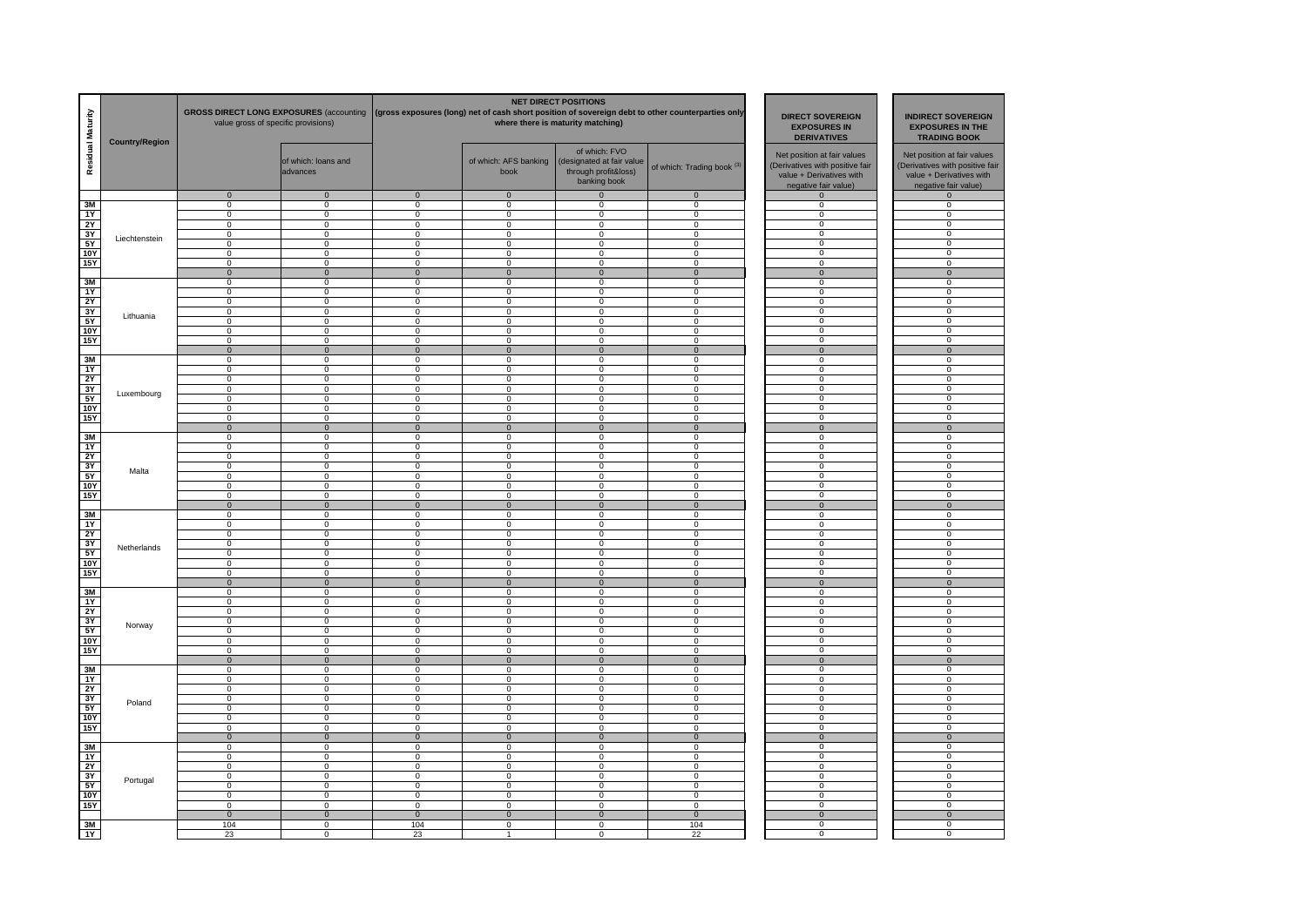| Residual Maturity | Country/Region | GROSS DIRECT LONG EXPOSURES (accounting value gross of specific provisions) | | NET DIRECT POSITIONS (gross exposures (long) net of cash short position of sovereign debt to other counterparties only where there is maturity matching) | | | | DIRECT SOVEREIGN EXPOSURES IN DERIVATIVES | INDIRECT SOVEREIGN EXPOSURES IN THE TRADING BOOK |
|---|---|---|---|---|---|---|---|---|---|
| | | | of which: loans and advances | | of which: AFS banking book | of which: FVO (designated at fair value through profit&loss) banking book | of which: Trading book (3) | Net position at fair values (Derivatives with positive fair value + Derivatives with negative fair value) | Net position at fair values (Derivatives with positive fair value + Derivatives with negative fair value) |
| | | 0 | 0 | 0 | 0 | 0 | 0 | 0 | 0 |
| 3M | Liechtenstein | 0 | 0 | 0 | 0 | 0 | 0 | 0 | 0 |
| 1Y | | 0 | 0 | 0 | 0 | 0 | 0 | 0 | 0 |
| 2Y | | 0 | 0 | 0 | 0 | 0 | 0 | 0 | 0 |
| 3Y | | 0 | 0 | 0 | 0 | 0 | 0 | 0 | 0 |
| 5Y | | 0 | 0 | 0 | 0 | 0 | 0 | 0 | 0 |
| 10Y | | 0 | 0 | 0 | 0 | 0 | 0 | 0 | 0 |
| 15Y | | 0 | 0 | 0 | 0 | 0 | 0 | 0 | 0 |
| | | 0 | 0 | 0 | 0 | 0 | 0 | 0 | 0 |
| 3M | Lithuania | 0 | 0 | 0 | 0 | 0 | 0 | 0 | 0 |
| 1Y | | 0 | 0 | 0 | 0 | 0 | 0 | 0 | 0 |
| 2Y | | 0 | 0 | 0 | 0 | 0 | 0 | 0 | 0 |
| 3Y | | 0 | 0 | 0 | 0 | 0 | 0 | 0 | 0 |
| 5Y | | 0 | 0 | 0 | 0 | 0 | 0 | 0 | 0 |
| 10Y | | 0 | 0 | 0 | 0 | 0 | 0 | 0 | 0 |
| 15Y | | 0 | 0 | 0 | 0 | 0 | 0 | 0 | 0 |
| | | 0 | 0 | 0 | 0 | 0 | 0 | 0 | 0 |
| 3M | Luxembourg | 0 | 0 | 0 | 0 | 0 | 0 | 0 | 0 |
| 1Y | | 0 | 0 | 0 | 0 | 0 | 0 | 0 | 0 |
| 2Y | | 0 | 0 | 0 | 0 | 0 | 0 | 0 | 0 |
| 3Y | | 0 | 0 | 0 | 0 | 0 | 0 | 0 | 0 |
| 5Y | | 0 | 0 | 0 | 0 | 0 | 0 | 0 | 0 |
| 10Y | | 0 | 0 | 0 | 0 | 0 | 0 | 0 | 0 |
| 15Y | | 0 | 0 | 0 | 0 | 0 | 0 | 0 | 0 |
| | | 0 | 0 | 0 | 0 | 0 | 0 | 0 | 0 |
| 3M | Malta | 0 | 0 | 0 | 0 | 0 | 0 | 0 | 0 |
| 1Y | | 0 | 0 | 0 | 0 | 0 | 0 | 0 | 0 |
| 2Y | | 0 | 0 | 0 | 0 | 0 | 0 | 0 | 0 |
| 3Y | | 0 | 0 | 0 | 0 | 0 | 0 | 0 | 0 |
| 5Y | | 0 | 0 | 0 | 0 | 0 | 0 | 0 | 0 |
| 10Y | | 0 | 0 | 0 | 0 | 0 | 0 | 0 | 0 |
| 15Y | | 0 | 0 | 0 | 0 | 0 | 0 | 0 | 0 |
| | | 0 | 0 | 0 | 0 | 0 | 0 | 0 | 0 |
| 3M | Netherlands | 0 | 0 | 0 | 0 | 0 | 0 | 0 | 0 |
| 1Y | | 0 | 0 | 0 | 0 | 0 | 0 | 0 | 0 |
| 2Y | | 0 | 0 | 0 | 0 | 0 | 0 | 0 | 0 |
| 3Y | | 0 | 0 | 0 | 0 | 0 | 0 | 0 | 0 |
| 5Y | | 0 | 0 | 0 | 0 | 0 | 0 | 0 | 0 |
| 10Y | | 0 | 0 | 0 | 0 | 0 | 0 | 0 | 0 |
| 15Y | | 0 | 0 | 0 | 0 | 0 | 0 | 0 | 0 |
| | | 0 | 0 | 0 | 0 | 0 | 0 | 0 | 0 |
| 3M | Norway | 0 | 0 | 0 | 0 | 0 | 0 | 0 | 0 |
| 1Y | | 0 | 0 | 0 | 0 | 0 | 0 | 0 | 0 |
| 2Y | | 0 | 0 | 0 | 0 | 0 | 0 | 0 | 0 |
| 3Y | | 0 | 0 | 0 | 0 | 0 | 0 | 0 | 0 |
| 5Y | | 0 | 0 | 0 | 0 | 0 | 0 | 0 | 0 |
| 10Y | | 0 | 0 | 0 | 0 | 0 | 0 | 0 | 0 |
| 15Y | | 0 | 0 | 0 | 0 | 0 | 0 | 0 | 0 |
| | | 0 | 0 | 0 | 0 | 0 | 0 | 0 | 0 |
| 3M | Poland | 0 | 0 | 0 | 0 | 0 | 0 | 0 | 0 |
| 1Y | | 0 | 0 | 0 | 0 | 0 | 0 | 0 | 0 |
| 2Y | | 0 | 0 | 0 | 0 | 0 | 0 | 0 | 0 |
| 3Y | | 0 | 0 | 0 | 0 | 0 | 0 | 0 | 0 |
| 5Y | | 0 | 0 | 0 | 0 | 0 | 0 | 0 | 0 |
| 10Y | | 0 | 0 | 0 | 0 | 0 | 0 | 0 | 0 |
| 15Y | | 0 | 0 | 0 | 0 | 0 | 0 | 0 | 0 |
| | | 0 | 0 | 0 | 0 | 0 | 0 | 0 | 0 |
| 3M | Portugal | 0 | 0 | 0 | 0 | 0 | 0 | 0 | 0 |
| 1Y | | 0 | 0 | 0 | 0 | 0 | 0 | 0 | 0 |
| 2Y | | 0 | 0 | 0 | 0 | 0 | 0 | 0 | 0 |
| 3Y | | 0 | 0 | 0 | 0 | 0 | 0 | 0 | 0 |
| 5Y | | 0 | 0 | 0 | 0 | 0 | 0 | 0 | 0 |
| 10Y | | 0 | 0 | 0 | 0 | 0 | 0 | 0 | 0 |
| 15Y | | 0 | 0 | 0 | 0 | 0 | 0 | 0 | 0 |
| | | 0 | 0 | 0 | 0 | 0 | 0 | 0 | 0 |
| 3M | | 104 | 0 | 104 | 0 | 0 | 104 | 0 | 0 |
| 1Y | | 23 | 0 | 23 | 1 | 0 | 22 | 0 | 0 |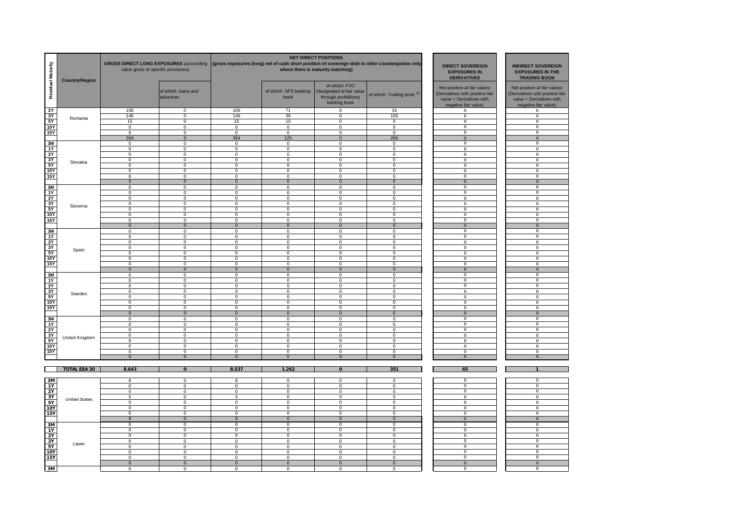| Residual Maturity | Country/Region | GROSS DIRECT LONG EXPOSURES (accounting value gross of specific provisions) | | NET DIRECT POSITIONS (gross exposures (long) net of cash short position of sovereign debt to other counterparties only where there is maturity matching) | | | | DIRECT SOVEREIGN EXPOSURES IN DERIVATIVES | INDIRECT SOVEREIGN EXPOSURES IN THE TRADING BOOK |
|---|---|---|---|---|---|---|---|---|---|
| | | | of which: loans and advances | | of which: AFS banking book | of which: FVO (designated at fair value through profit&loss) banking book | of which: Trading book (3) | Net position at fair values (Derivatives with positive fair value + Derivatives with negative fair value) | Net position at fair values (Derivatives with positive fair value + Derivatives with negative fair value) |
| 2Y | Romania | 106 | 0 | 106 | 71 | 0 | 34 | 0 | 0 |
| 3Y | | 146 | 0 | 146 | 39 | 0 | 106 | 0 | 0 |
| 5Y | | 15 | 0 | 15 | 15 | 0 | 0 | 0 | 0 |
| 10Y | | 0 | 0 | 0 | 0 | 0 | 0 | 0 | 0 |
| 15Y | | 0 | 0 | 0 | 0 | 0 | 0 | 0 | 0 |
| | | 394 | 0 | 394 | 125 | 0 | 266 | 0 | 0 |
| 3M | Slovakia | 0 | 0 | 0 | 0 | 0 | 0 | 0 | 0 |
| 1Y | | 0 | 0 | 0 | 0 | 0 | 0 | 0 | 0 |
| 2Y | | 0 | 0 | 0 | 0 | 0 | 0 | 0 | 0 |
| 3Y | | 0 | 0 | 0 | 0 | 0 | 0 | 0 | 0 |
| 5Y | | 0 | 0 | 0 | 0 | 0 | 0 | 0 | 0 |
| 10Y | | 0 | 0 | 0 | 0 | 0 | 0 | 0 | 0 |
| 15Y | | 0 | 0 | 0 | 0 | 0 | 0 | 0 | 0 |
| | | 0 | 0 | 0 | 0 | 0 | 0 | 0 | 0 |
| 3M | Slovenia | 0 | 0 | 0 | 0 | 0 | 0 | 0 | 0 |
| 1Y | | 0 | 0 | 0 | 0 | 0 | 0 | 0 | 0 |
| 2Y | | 0 | 0 | 0 | 0 | 0 | 0 | 0 | 0 |
| 3Y | | 0 | 0 | 0 | 0 | 0 | 0 | 0 | 0 |
| 5Y | | 0 | 0 | 0 | 0 | 0 | 0 | 0 | 0 |
| 10Y | | 0 | 0 | 0 | 0 | 0 | 0 | 0 | 0 |
| 15Y | | 0 | 0 | 0 | 0 | 0 | 0 | 0 | 0 |
| | | 0 | 0 | 0 | 0 | 0 | 0 | 0 | 0 |
| 3M | Spain | 0 | 0 | 0 | 0 | 0 | 0 | 0 | 0 |
| 1Y | | 0 | 0 | 0 | 0 | 0 | 0 | 0 | 0 |
| 2Y | | 0 | 0 | 0 | 0 | 0 | 0 | 0 | 0 |
| 3Y | | 0 | 0 | 0 | 0 | 0 | 0 | 0 | 0 |
| 5Y | | 0 | 0 | 0 | 0 | 0 | 0 | 0 | 0 |
| 10Y | | 0 | 0 | 0 | 0 | 0 | 0 | 0 | 0 |
| 15Y | | 0 | 0 | 0 | 0 | 0 | 0 | 0 | 0 |
| | | 0 | 0 | 0 | 0 | 0 | 0 | 0 | 0 |
| 3M | Sweden | 0 | 0 | 0 | 0 | 0 | 0 | 0 | 0 |
| 1Y | | 0 | 0 | 0 | 0 | 0 | 0 | 0 | 0 |
| 2Y | | 0 | 0 | 0 | 0 | 0 | 0 | 0 | 0 |
| 3Y | | 0 | 0 | 0 | 0 | 0 | 0 | 0 | 0 |
| 5Y | | 0 | 0 | 0 | 0 | 0 | 0 | 0 | 0 |
| 10Y | | 0 | 0 | 0 | 0 | 0 | 0 | 0 | 0 |
| 15Y | | 0 | 0 | 0 | 0 | 0 | 0 | 0 | 0 |
| | | 0 | 0 | 0 | 0 | 0 | 0 | 0 | 0 |
| 3M | United Kingdom | 0 | 0 | 0 | 0 | 0 | 0 | 0 | 0 |
| 1Y | | 0 | 0 | 0 | 0 | 0 | 0 | 0 | 0 |
| 2Y | | 0 | 0 | 0 | 0 | 0 | 0 | 0 | 0 |
| 3Y | | 0 | 0 | 0 | 0 | 0 | 0 | 0 | 0 |
| 5Y | | 0 | 0 | 0 | 0 | 0 | 0 | 0 | 0 |
| 10Y | | 0 | 0 | 0 | 0 | 0 | 0 | 0 | 0 |
| 15Y | | 0 | 0 | 0 | 0 | 0 | 0 | 0 | 0 |
| | | 0 | 0 | 0 | 0 | 0 | 0 | 0 | 0 |
| | **TOTAL EEA 30** | **8.643** | **0** | **8.537** | **1.262** | **0** | **351** | **65** | **1** |
| 3M | United States | 8 | 0 | 8 | 0 | 0 | 0 | 0 | 0 |
| 1Y | | 0 | 0 | 0 | 0 | 0 | 0 | 0 | 0 |
| 2Y | | 0 | 0 | 0 | 0 | 0 | 0 | 0 | 0 |
| 3Y | | 0 | 0 | 0 | 0 | 0 | 0 | 0 | 0 |
| 5Y | | 0 | 0 | 0 | 0 | 0 | 0 | 0 | 0 |
| 10Y | | 0 | 0 | 0 | 0 | 0 | 0 | 0 | 0 |
| 15Y | | 0 | 0 | 0 | 0 | 0 | 0 | 0 | 0 |
| | | 8 | 0 | 8 | 0 | 0 | 0 | 0 | 0 |
| 3M | Japan | 0 | 0 | 0 | 0 | 0 | 0 | 0 | 0 |
| 1Y | | 0 | 0 | 0 | 0 | 0 | 0 | 0 | 0 |
| 2Y | | 0 | 0 | 0 | 0 | 0 | 0 | 0 | 0 |
| 3Y | | 0 | 0 | 0 | 0 | 0 | 0 | 0 | 0 |
| 5Y | | 0 | 0 | 0 | 0 | 0 | 0 | 0 | 0 |
| 10Y | | 0 | 0 | 0 | 0 | 0 | 0 | 0 | 0 |
| 15Y | | 0 | 0 | 0 | 0 | 0 | 0 | 0 | 0 |
| | | 0 | 0 | 0 | 0 | 0 | 0 | 0 | 0 |
| 3M | | 0 | 0 | 0 | 0 | 0 | 0 | 0 | 0 |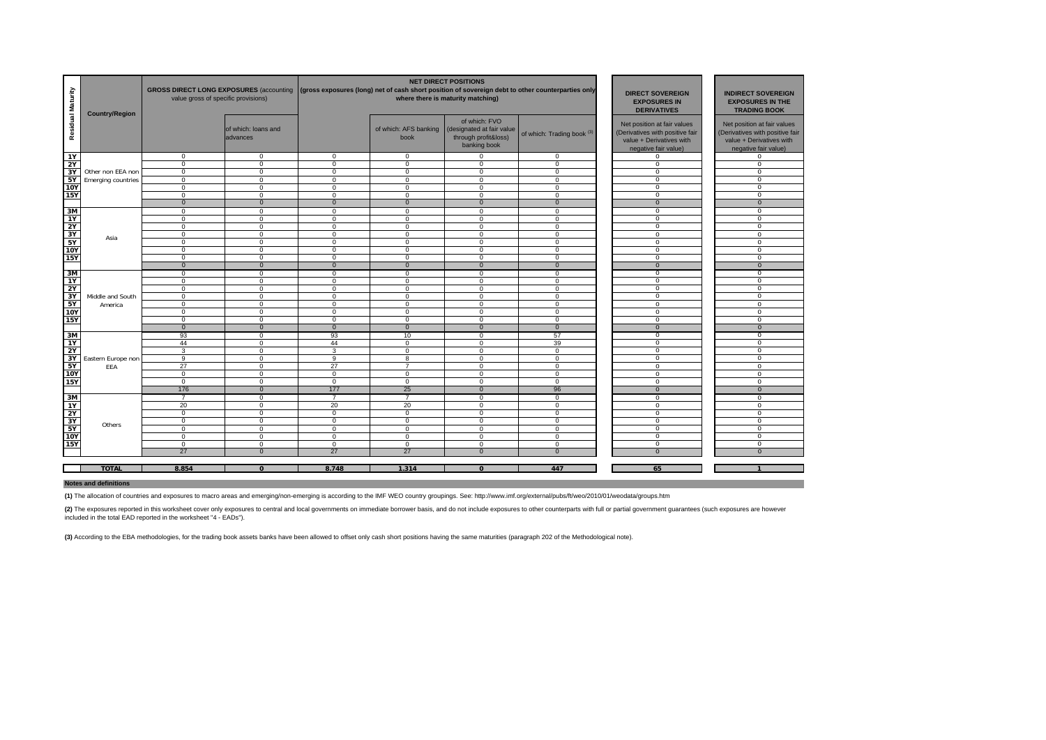| Residual Maturity | Country/Region | GROSS DIRECT LONG EXPOSURES (accounting value gross of specific provisions) | | NET DIRECT POSITIONS (gross exposures (long) net of cash short position of sovereign debt to other counterparties only where there is maturity matching) | | | | DIRECT SOVEREIGN EXPOSURES IN DERIVATIVES | INDIRECT SOVEREIGN EXPOSURES IN THE TRADING BOOK |
|---|---|---|---|---|---|---|---|---|---|
| | | | of which: loans and advances | | of which: AFS banking book | of which: FVO (designated at fair value through profit&loss) banking book | of which: Trading book [3] | Net position at fair values (Derivatives with positive fair value + Derivatives with negative fair value) | Net position at fair values (Derivatives with positive fair value + Derivatives with negative fair value) |
| 1Y | Other non EEA non Emerging countries | 0 | 0 | 0 | 0 | 0 | 0 | 0 | 0 |
| 2Y | | 0 | 0 | 0 | 0 | 0 | 0 | 0 | 0 |
| 3Y | | 0 | 0 | 0 | 0 | 0 | 0 | 0 | 0 |
| 5Y | | 0 | 0 | 0 | 0 | 0 | 0 | 0 | 0 |
| 10Y | | 0 | 0 | 0 | 0 | 0 | 0 | 0 | 0 |
| 15Y | | 0 | 0 | 0 | 0 | 0 | 0 | 0 | 0 |
| | | 0 | 0 | 0 | 0 | 0 | 0 | 0 | 0 |
| 3M | Asia | 0 | 0 | 0 | 0 | 0 | 0 | 0 | 0 |
| 1Y | | 0 | 0 | 0 | 0 | 0 | 0 | 0 | 0 |
| 2Y | | 0 | 0 | 0 | 0 | 0 | 0 | 0 | 0 |
| 3Y | | 0 | 0 | 0 | 0 | 0 | 0 | 0 | 0 |
| 5Y | | 0 | 0 | 0 | 0 | 0 | 0 | 0 | 0 |
| 10Y | | 0 | 0 | 0 | 0 | 0 | 0 | 0 | 0 |
| 15Y | | 0 | 0 | 0 | 0 | 0 | 0 | 0 | 0 |
| | | 0 | 0 | 0 | 0 | 0 | 0 | 0 | 0 |
| 3M | Middle and South America | 0 | 0 | 0 | 0 | 0 | 0 | 0 | 0 |
| 1Y | | 0 | 0 | 0 | 0 | 0 | 0 | 0 | 0 |
| 2Y | | 0 | 0 | 0 | 0 | 0 | 0 | 0 | 0 |
| 3Y | | 0 | 0 | 0 | 0 | 0 | 0 | 0 | 0 |
| 5Y | | 0 | 0 | 0 | 0 | 0 | 0 | 0 | 0 |
| 10Y | | 0 | 0 | 0 | 0 | 0 | 0 | 0 | 0 |
| 15Y | | 0 | 0 | 0 | 0 | 0 | 0 | 0 | 0 |
| | | 0 | 0 | 0 | 0 | 0 | 0 | 0 | 0 |
| 3M | Eastern Europe non EEA | 93 | 0 | 93 | 10 | 0 | 57 | 0 | 0 |
| 1Y | | 44 | 0 | 44 | 0 | 0 | 39 | 0 | 0 |
| 2Y | | 3 | 0 | 3 | 0 | 0 | 0 | 0 | 0 |
| 3Y | | 9 | 0 | 9 | 8 | 0 | 0 | 0 | 0 |
| 5Y | | 27 | 0 | 27 | 7 | 0 | 0 | 0 | 0 |
| 10Y | | 0 | 0 | 0 | 0 | 0 | 0 | 0 | 0 |
| 15Y | | 0 | 0 | 0 | 0 | 0 | 0 | 0 | 0 |
| | | 176 | 0 | 177 | 25 | 0 | 96 | 0 | 0 |
| 3M | Others | 7 | 0 | 7 | 7 | 0 | 0 | 0 | 0 |
| 1Y | | 20 | 0 | 20 | 20 | 0 | 0 | 0 | 0 |
| 2Y | | 0 | 0 | 0 | 0 | 0 | 0 | 0 | 0 |
| 3Y | | 0 | 0 | 0 | 0 | 0 | 0 | 0 | 0 |
| 5Y | | 0 | 0 | 0 | 0 | 0 | 0 | 0 | 0 |
| 10Y | | 0 | 0 | 0 | 0 | 0 | 0 | 0 | 0 |
| 15Y | | 0 | 0 | 0 | 0 | 0 | 0 | 0 | 0 |
| | | 27 | 0 | 27 | 27 | 0 | 0 | 0 | 0 |
| | **TOTAL** | **8.854** | **0** | **8.748** | **1.314** | **0** | **447** | **65** | **1** |

**Notes and definitions**

**(1)** The allocation of countries and exposures to macro areas and emerging/non-emerging is according to the IMF WEO country groupings. See: http://www.imf.org/external/pubs/ft/weo/2010/01/weodata/groups.htm

**(2)** The exposures reported in this worksheet cover only exposures to central and local governments on immediate borrower basis, and do not include exposures to other counterparts with full or partial government guarantees (such exposures are however included in the total EAD reported in the worksheet "4 - EADs").

**(3)** According to the EBA methodologies, for the trading book assets banks have been allowed to offset only cash short positions having the same maturities (paragraph 202 of the Methodological note).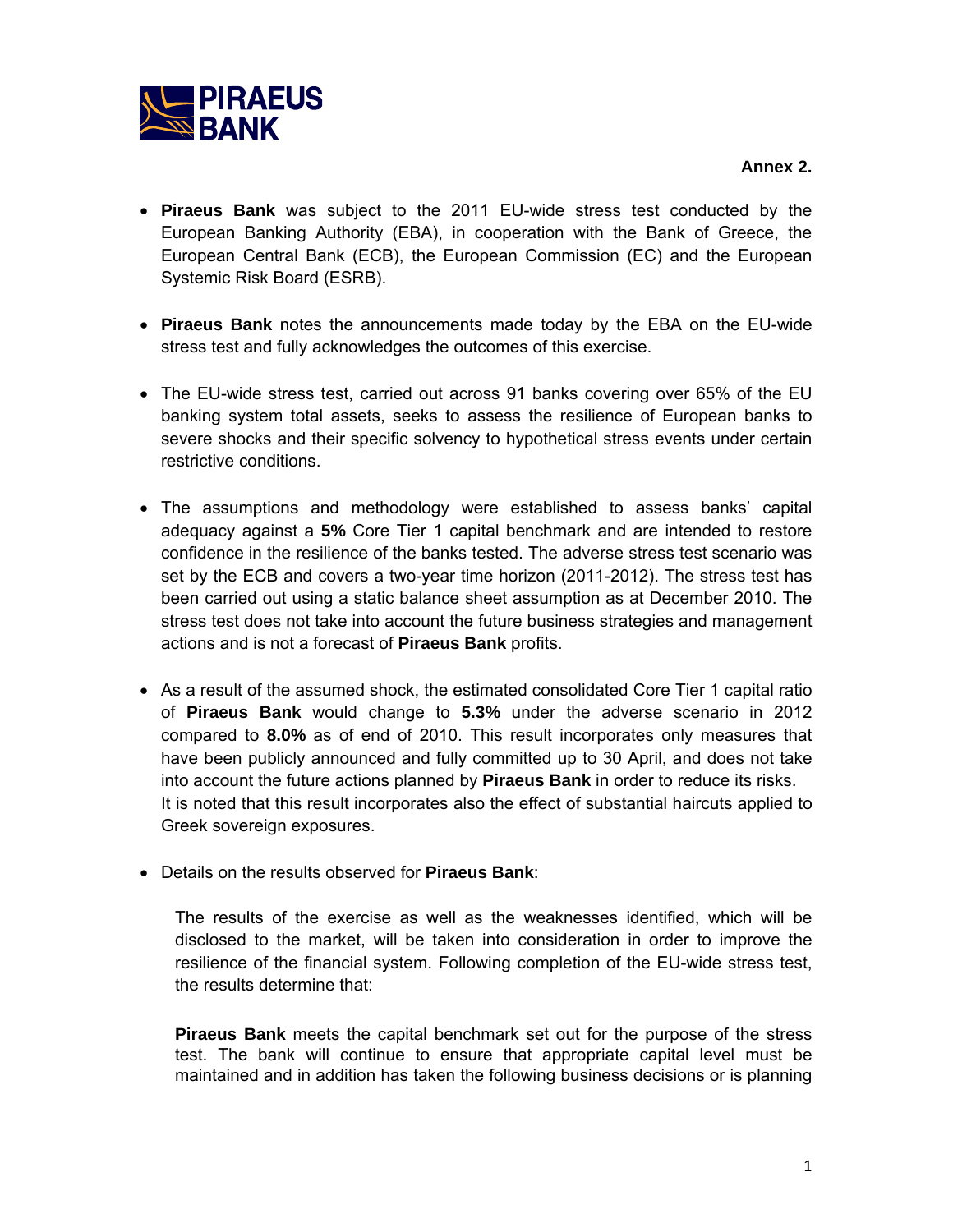**Annex 2.**

- **Piraeus Bank** was subject to the 2011 EU-wide stress test conducted by the European Banking Authority (EBA), in cooperation with the Bank of Greece, the European Central Bank (ECB), the European Commission (EC) and the European Systemic Risk Board (ESRB).

- **Piraeus Bank** notes the announcements made today by the EBA on the EU-wide stress test and fully acknowledges the outcomes of this exercise.

- The EU-wide stress test, carried out across 91 banks covering over 65% of the EU banking system total assets, seeks to assess the resilience of European banks to severe shocks and their specific solvency to hypothetical stress events under certain restrictive conditions.

- The assumptions and methodology were established to assess banks' capital adequacy against a **5%** Core Tier 1 capital benchmark and are intended to restore confidence in the resilience of the banks tested. The adverse stress test scenario was set by the ECB and covers a two-year time horizon (2011-2012). The stress test has been carried out using a static balance sheet assumption as at December 2010. The stress test does not take into account the future business strategies and management actions and is not a forecast of **Piraeus Bank** profits.

- As a result of the assumed shock, the estimated consolidated Core Tier 1 capital ratio of **Piraeus Bank** would change to **5.3%** under the adverse scenario in 2012 compared to **8.0%** as of end of 2010. This result incorporates only measures that have been publicly announced and fully committed up to 30 April, and does not take into account the future actions planned by **Piraeus Bank** in order to reduce its risks.
  It is noted that this result incorporates also the effect of substantial haircuts applied to Greek sovereign exposures.

- Details on the results observed for **Piraeus Bank**:

  The results of the exercise as well as the weaknesses identified, which will be disclosed to the market, will be taken into consideration in order to improve the resilience of the financial system. Following completion of the EU-wide stress test, the results determine that:

  **Piraeus Bank** meets the capital benchmark set out for the purpose of the stress test. The bank will continue to ensure that appropriate capital level must be maintained and in addition has taken the following business decisions or is planning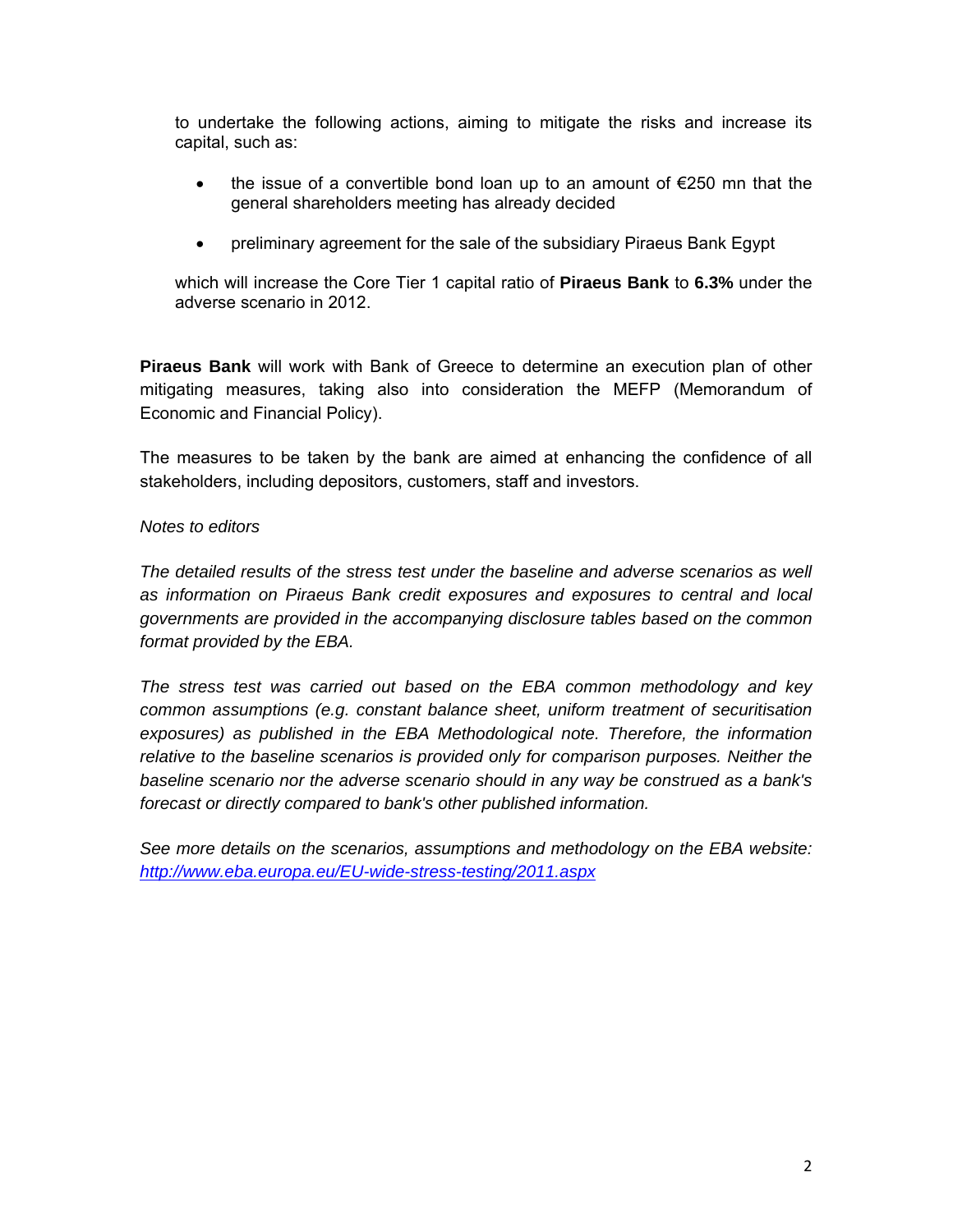to undertake the following actions, aiming to mitigate the risks and increase its capital, such as:

- the issue of a convertible bond loan up to an amount of €250 mn that the general shareholders meeting has already decided
- preliminary agreement for the sale of the subsidiary Piraeus Bank Egypt

which will increase the Core Tier 1 capital ratio of **Piraeus Bank** to **6.3%** under the adverse scenario in 2012.

**Piraeus Bank** will work with Bank of Greece to determine an execution plan of other mitigating measures, taking also into consideration the MEFP (Memorandum of Economic and Financial Policy).

The measures to be taken by the bank are aimed at enhancing the confidence of all stakeholders, including depositors, customers, staff and investors.

*Notes to editors*

*The detailed results of the stress test under the baseline and adverse scenarios as well as information on Piraeus Bank credit exposures and exposures to central and local governments are provided in the accompanying disclosure tables based on the common format provided by the EBA.*

*The stress test was carried out based on the EBA common methodology and key common assumptions (e.g. constant balance sheet, uniform treatment of securitisation exposures) as published in the EBA Methodological note. Therefore, the information relative to the baseline scenarios is provided only for comparison purposes. Neither the baseline scenario nor the adverse scenario should in any way be construed as a bank's forecast or directly compared to bank's other published information.*

*See more details on the scenarios, assumptions and methodology on the EBA website: [http://www.eba.europa.eu/EU-wide-stress-testing/2011.aspx](http://www.eba.europa.eu/EU-wide-stress-testing/2011.aspx)*